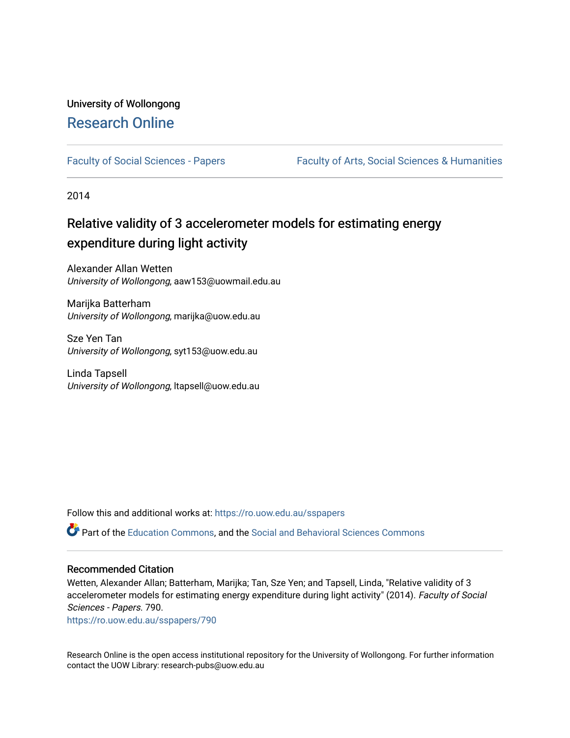University of Wollongong

# Research Online

Faculty of Social Sciences - Papers | Faculty of Arts, Social Sciences & Humanities

2014

## Relative validity of 3 accelerometer models for estimating energy expenditure during light activity

Alexander Allan Wetten
*University of Wollongong*, aaw153@uowmail.edu.au

Marijka Batterham
*University of Wollongong*, marijka@uow.edu.au

Sze Yen Tan
*University of Wollongong*, syt153@uow.edu.au

Linda Tapsell
*University of Wollongong*, ltapsell@uow.edu.au

Follow this and additional works at: https://ro.uow.edu.au/sspapers

Part of the Education Commons, and the Social and Behavioral Sciences Commons

### Recommended Citation

Wetten, Alexander Allan; Batterham, Marijka; Tan, Sze Yen; and Tapsell, Linda, "Relative validity of 3 accelerometer models for estimating energy expenditure during light activity" (2014). *Faculty of Social Sciences - Papers*. 790.
https://ro.uow.edu.au/sspapers/790

Research Online is the open access institutional repository for the University of Wollongong. For further information contact the UOW Library: research-pubs@uow.edu.au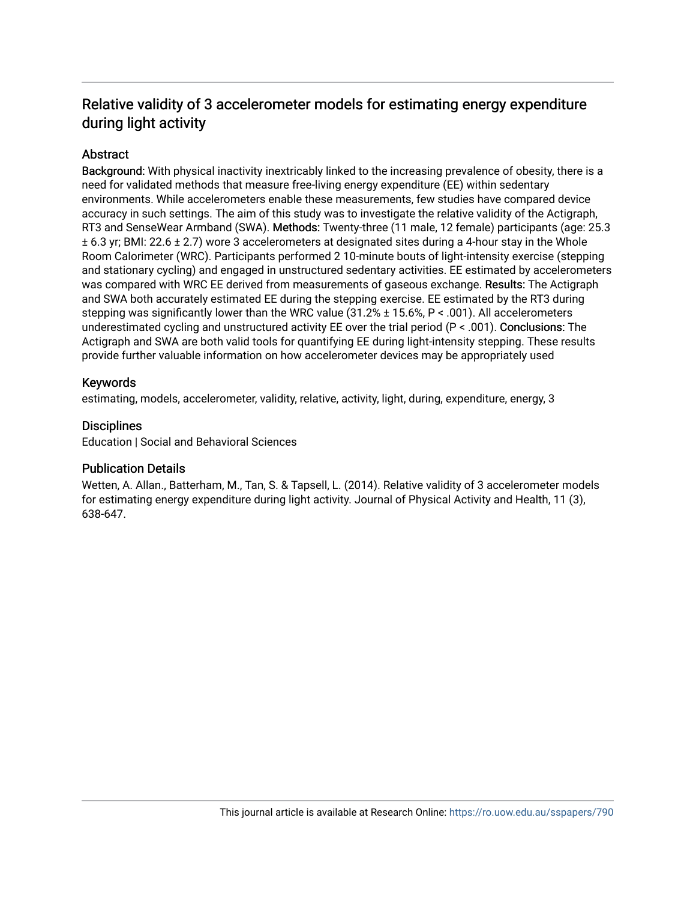# Relative validity of 3 accelerometer models for estimating energy expenditure during light activity

## Abstract

**Background:** With physical inactivity inextricably linked to the increasing prevalence of obesity, there is a need for validated methods that measure free-living energy expenditure (EE) within sedentary environments. While accelerometers enable these measurements, few studies have compared device accuracy in such settings. The aim of this study was to investigate the relative validity of the Actigraph, RT3 and SenseWear Armband (SWA). **Methods:** Twenty-three (11 male, 12 female) participants (age: 25.3 ± 6.3 yr; BMI: 22.6 ± 2.7) wore 3 accelerometers at designated sites during a 4-hour stay in the Whole Room Calorimeter (WRC). Participants performed 2 10-minute bouts of light-intensity exercise (stepping and stationary cycling) and engaged in unstructured sedentary activities. EE estimated by accelerometers was compared with WRC EE derived from measurements of gaseous exchange. **Results:** The Actigraph and SWA both accurately estimated EE during the stepping exercise. EE estimated by the RT3 during stepping was significantly lower than the WRC value (31.2% ± 15.6%, $P < .001$). All accelerometers underestimated cycling and unstructured activity EE over the trial period ($P < .001$). **Conclusions:** The Actigraph and SWA are both valid tools for quantifying EE during light-intensity stepping. These results provide further valuable information on how accelerometer devices may be appropriately used

## Keywords

estimating, models, accelerometer, validity, relative, activity, light, during, expenditure, energy, 3

## Disciplines

Education | Social and Behavioral Sciences

## Publication Details

Wetten, A. Allan., Batterham, M., Tan, S. & Tapsell, L. (2014). Relative validity of 3 accelerometer models for estimating energy expenditure during light activity. Journal of Physical Activity and Health, 11 (3), 638-647.

This journal article is available at Research Online: https://ro.uow.edu.au/sspapers/790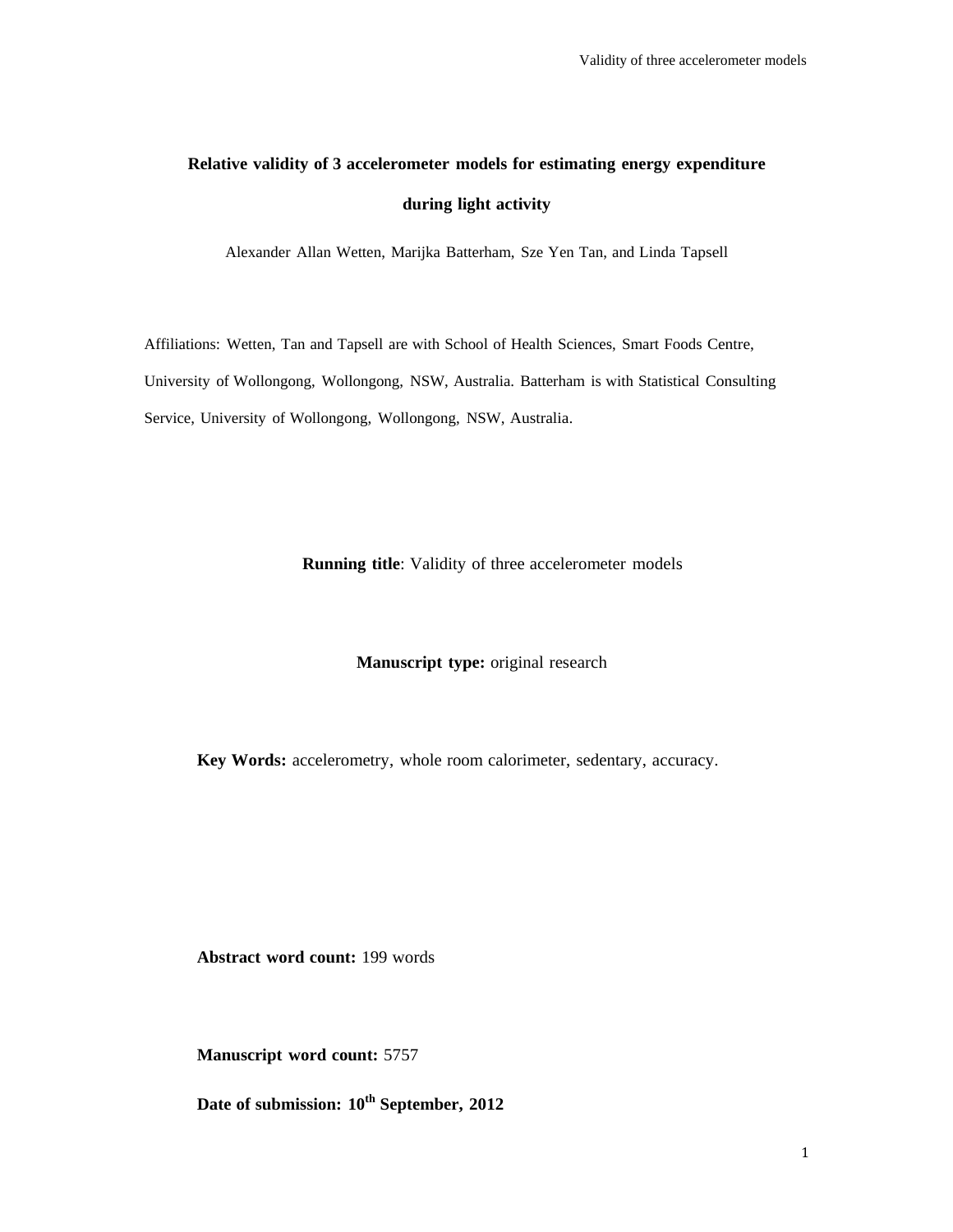# Relative validity of 3 accelerometer models for estimating energy expenditure during light activity

Alexander Allan Wetten, Marijka Batterham, Sze Yen Tan, and Linda Tapsell

Affiliations: Wetten, Tan and Tapsell are with School of Health Sciences, Smart Foods Centre, University of Wollongong, Wollongong, NSW, Australia. Batterham is with Statistical Consulting Service, University of Wollongong, Wollongong, NSW, Australia.

**Running title**: Validity of three accelerometer models

**Manuscript type:** original research

**Key Words:** accelerometry, whole room calorimeter, sedentary, accuracy.

**Abstract word count:** 199 words

**Manuscript word count:** 5757

**Date of submission: 10th September, 2012**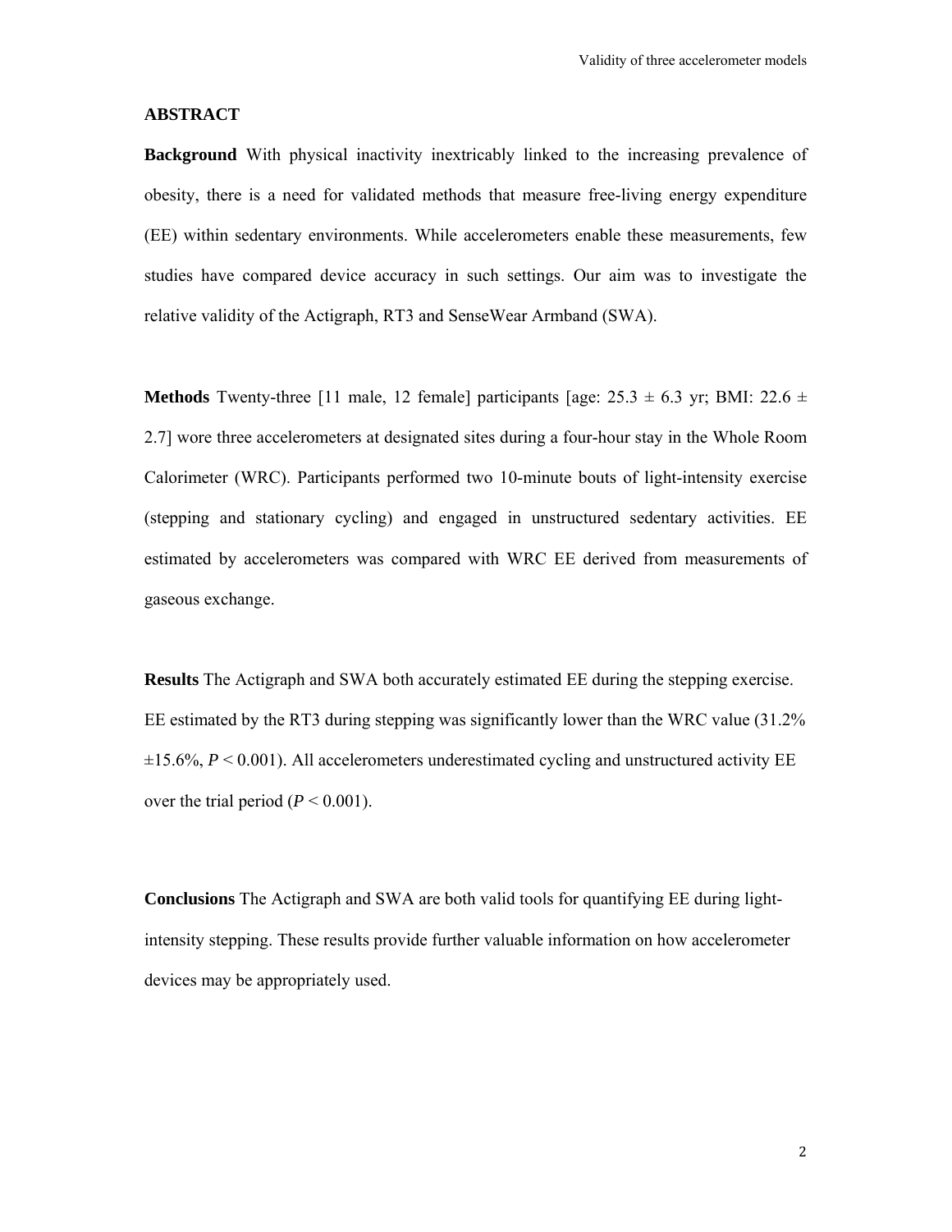## ABSTRACT

**Background** With physical inactivity inextricably linked to the increasing prevalence of obesity, there is a need for validated methods that measure free-living energy expenditure (EE) within sedentary environments. While accelerometers enable these measurements, few studies have compared device accuracy in such settings. Our aim was to investigate the relative validity of the Actigraph, RT3 and SenseWear Armband (SWA).

**Methods** Twenty-three [11 male, 12 female] participants [age: 25.3 ± 6.3 yr; BMI: 22.6 ± 2.7] wore three accelerometers at designated sites during a four-hour stay in the Whole Room Calorimeter (WRC). Participants performed two 10-minute bouts of light-intensity exercise (stepping and stationary cycling) and engaged in unstructured sedentary activities. EE estimated by accelerometers was compared with WRC EE derived from measurements of gaseous exchange.

**Results** The Actigraph and SWA both accurately estimated EE during the stepping exercise. EE estimated by the RT3 during stepping was significantly lower than the WRC value (31.2% ±15.6%, $P < 0.001$). All accelerometers underestimated cycling and unstructured activity EE over the trial period ($P < 0.001$).

**Conclusions** The Actigraph and SWA are both valid tools for quantifying EE during light-intensity stepping. These results provide further valuable information on how accelerometer devices may be appropriately used.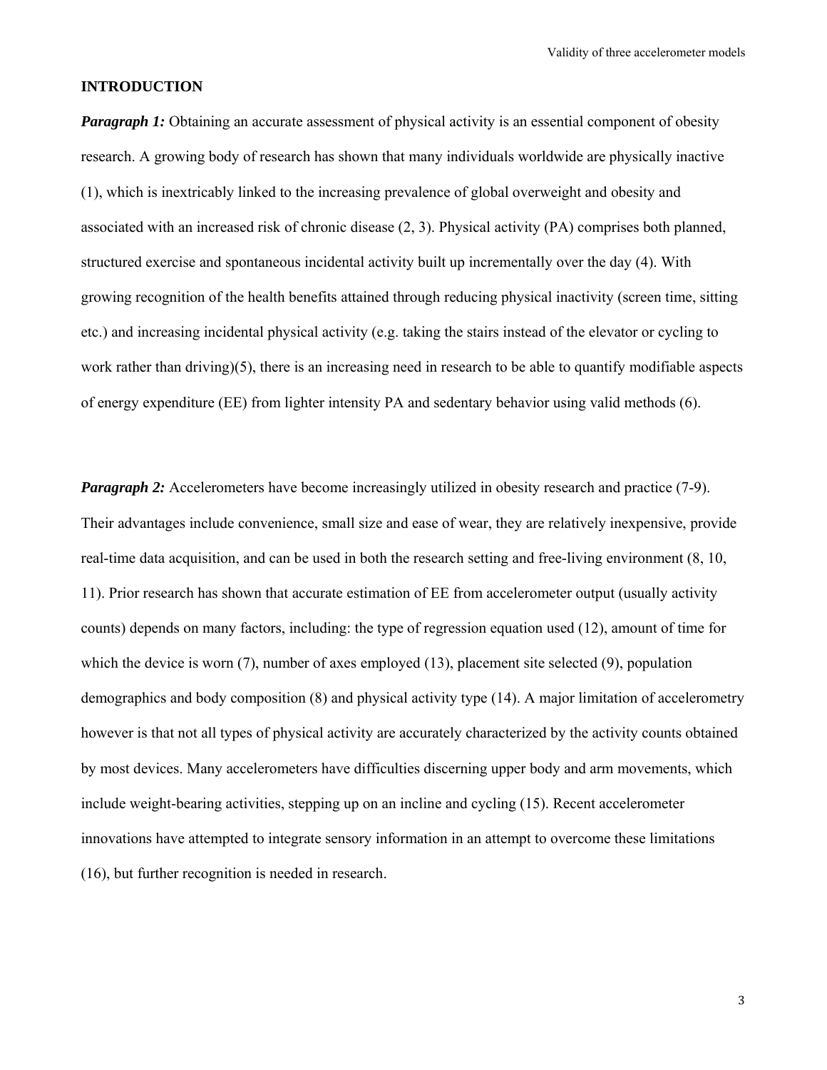## INTRODUCTION

***Paragraph 1:*** Obtaining an accurate assessment of physical activity is an essential component of obesity research. A growing body of research has shown that many individuals worldwide are physically inactive (1), which is inextricably linked to the increasing prevalence of global overweight and obesity and associated with an increased risk of chronic disease (2, 3). Physical activity (PA) comprises both planned, structured exercise and spontaneous incidental activity built up incrementally over the day (4). With growing recognition of the health benefits attained through reducing physical inactivity (screen time, sitting etc.) and increasing incidental physical activity (e.g. taking the stairs instead of the elevator or cycling to work rather than driving)(5), there is an increasing need in research to be able to quantify modifiable aspects of energy expenditure (EE) from lighter intensity PA and sedentary behavior using valid methods (6).

***Paragraph 2:*** Accelerometers have become increasingly utilized in obesity research and practice (7-9). Their advantages include convenience, small size and ease of wear, they are relatively inexpensive, provide real-time data acquisition, and can be used in both the research setting and free-living environment (8, 10, 11). Prior research has shown that accurate estimation of EE from accelerometer output (usually activity counts) depends on many factors, including: the type of regression equation used (12), amount of time for which the device is worn (7), number of axes employed (13), placement site selected (9), population demographics and body composition (8) and physical activity type (14). A major limitation of accelerometry however is that not all types of physical activity are accurately characterized by the activity counts obtained by most devices. Many accelerometers have difficulties discerning upper body and arm movements, which include weight-bearing activities, stepping up on an incline and cycling (15). Recent accelerometer innovations have attempted to integrate sensory information in an attempt to overcome these limitations (16), but further recognition is needed in research.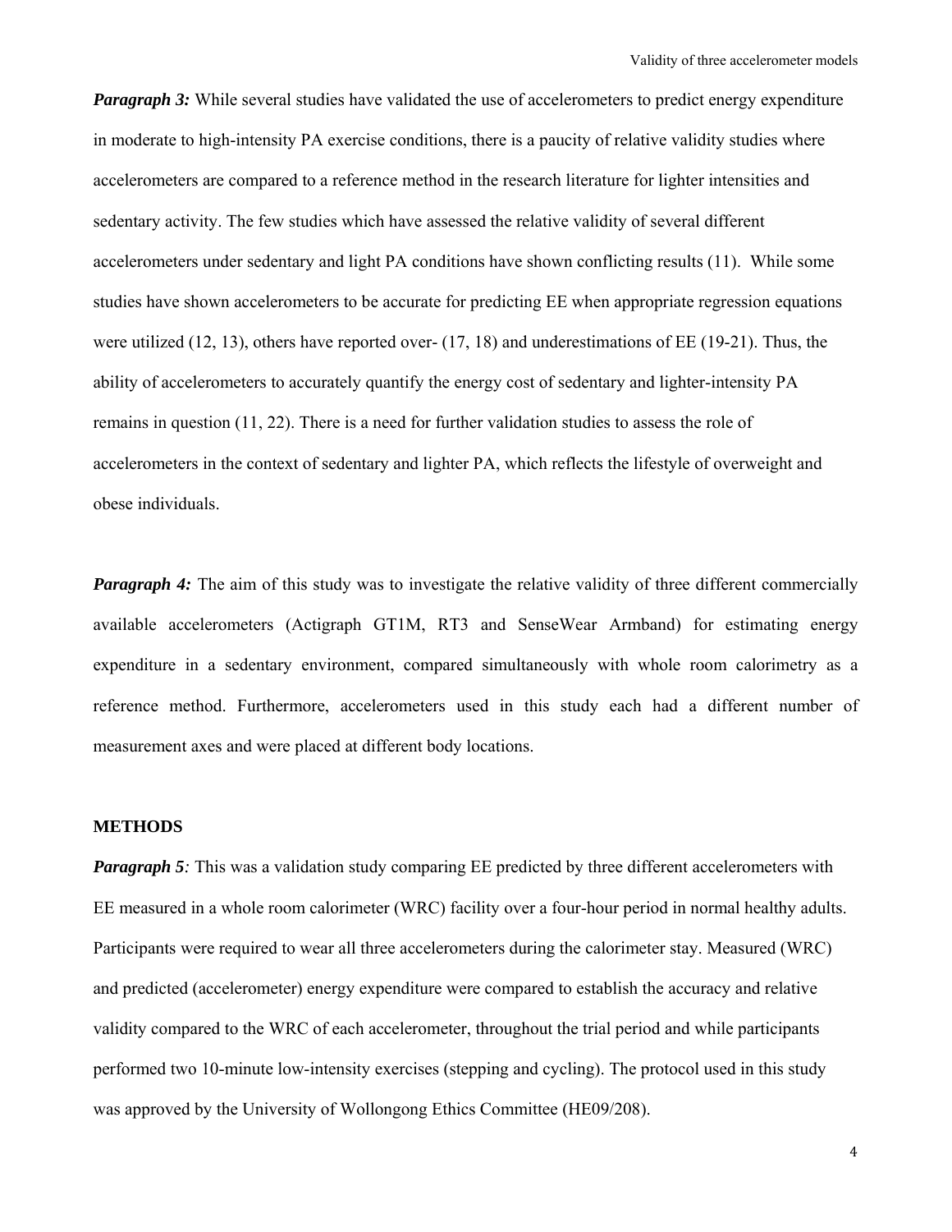***Paragraph 3:*** While several studies have validated the use of accelerometers to predict energy expenditure in moderate to high-intensity PA exercise conditions, there is a paucity of relative validity studies where accelerometers are compared to a reference method in the research literature for lighter intensities and sedentary activity. The few studies which have assessed the relative validity of several different accelerometers under sedentary and light PA conditions have shown conflicting results (11). While some studies have shown accelerometers to be accurate for predicting EE when appropriate regression equations were utilized (12, 13), others have reported over- (17, 18) and underestimations of EE (19-21). Thus, the ability of accelerometers to accurately quantify the energy cost of sedentary and lighter-intensity PA remains in question (11, 22). There is a need for further validation studies to assess the role of accelerometers in the context of sedentary and lighter PA, which reflects the lifestyle of overweight and obese individuals.

***Paragraph 4:*** The aim of this study was to investigate the relative validity of three different commercially available accelerometers (Actigraph GT1M, RT3 and SenseWear Armband) for estimating energy expenditure in a sedentary environment, compared simultaneously with whole room calorimetry as a reference method. Furthermore, accelerometers used in this study each had a different number of measurement axes and were placed at different body locations.

**METHODS**

***Paragraph 5****:* This was a validation study comparing EE predicted by three different accelerometers with EE measured in a whole room calorimeter (WRC) facility over a four-hour period in normal healthy adults. Participants were required to wear all three accelerometers during the calorimeter stay. Measured (WRC) and predicted (accelerometer) energy expenditure were compared to establish the accuracy and relative validity compared to the WRC of each accelerometer, throughout the trial period and while participants performed two 10-minute low-intensity exercises (stepping and cycling). The protocol used in this study was approved by the University of Wollongong Ethics Committee (HE09/208).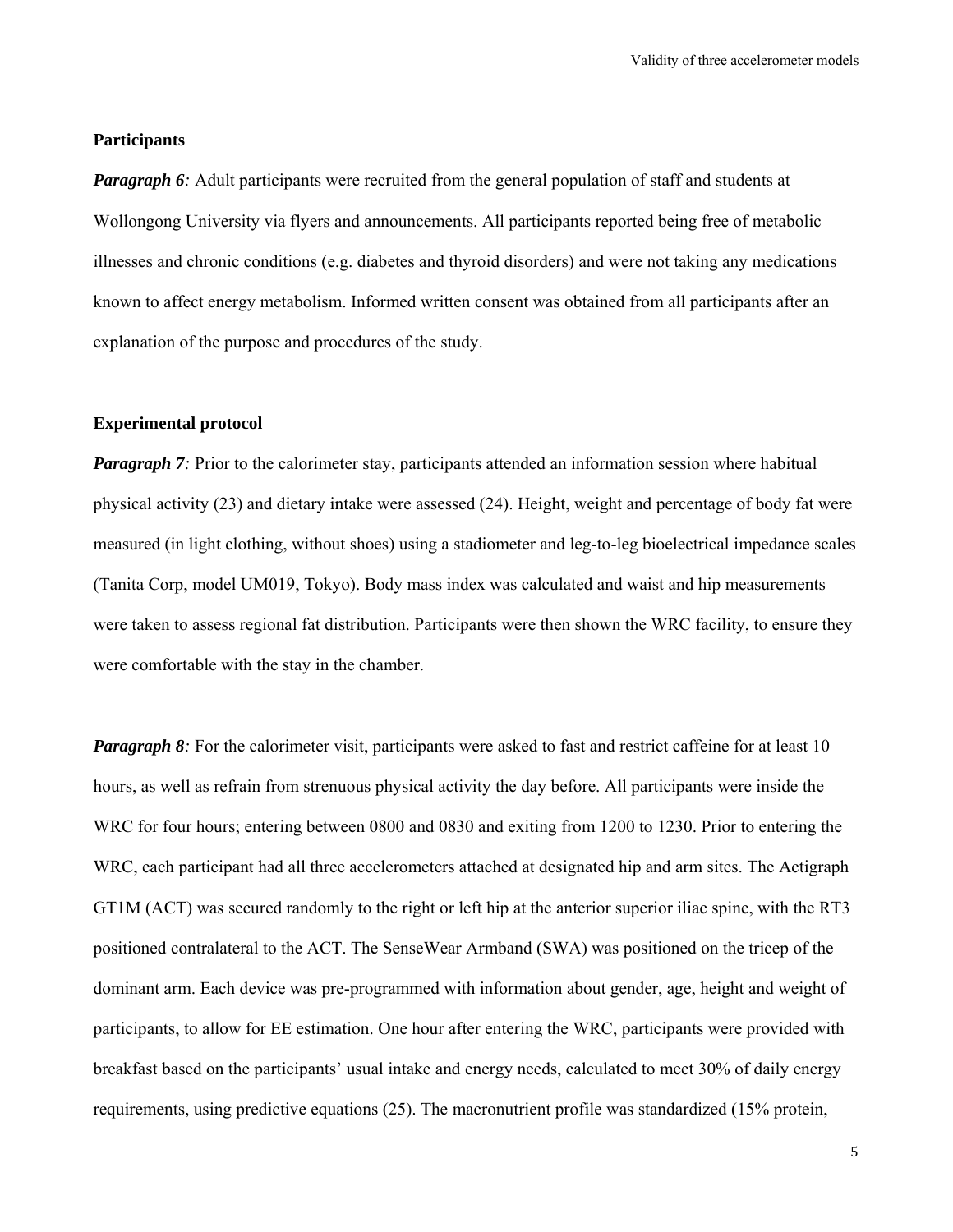### Participants

***Paragraph 6:*** Adult participants were recruited from the general population of staff and students at Wollongong University via flyers and announcements. All participants reported being free of metabolic illnesses and chronic conditions (e.g. diabetes and thyroid disorders) and were not taking any medications known to affect energy metabolism. Informed written consent was obtained from all participants after an explanation of the purpose and procedures of the study.

### Experimental protocol

***Paragraph 7:*** Prior to the calorimeter stay, participants attended an information session where habitual physical activity (23) and dietary intake were assessed (24). Height, weight and percentage of body fat were measured (in light clothing, without shoes) using a stadiometer and leg-to-leg bioelectrical impedance scales (Tanita Corp, model UM019, Tokyo). Body mass index was calculated and waist and hip measurements were taken to assess regional fat distribution. Participants were then shown the WRC facility, to ensure they were comfortable with the stay in the chamber.

***Paragraph 8:*** For the calorimeter visit, participants were asked to fast and restrict caffeine for at least 10 hours, as well as refrain from strenuous physical activity the day before. All participants were inside the WRC for four hours; entering between 0800 and 0830 and exiting from 1200 to 1230. Prior to entering the WRC, each participant had all three accelerometers attached at designated hip and arm sites. The Actigraph GT1M (ACT) was secured randomly to the right or left hip at the anterior superior iliac spine, with the RT3 positioned contralateral to the ACT. The SenseWear Armband (SWA) was positioned on the tricep of the dominant arm. Each device was pre-programmed with information about gender, age, height and weight of participants, to allow for EE estimation. One hour after entering the WRC, participants were provided with breakfast based on the participants' usual intake and energy needs, calculated to meet 30% of daily energy requirements, using predictive equations (25). The macronutrient profile was standardized (15% protein,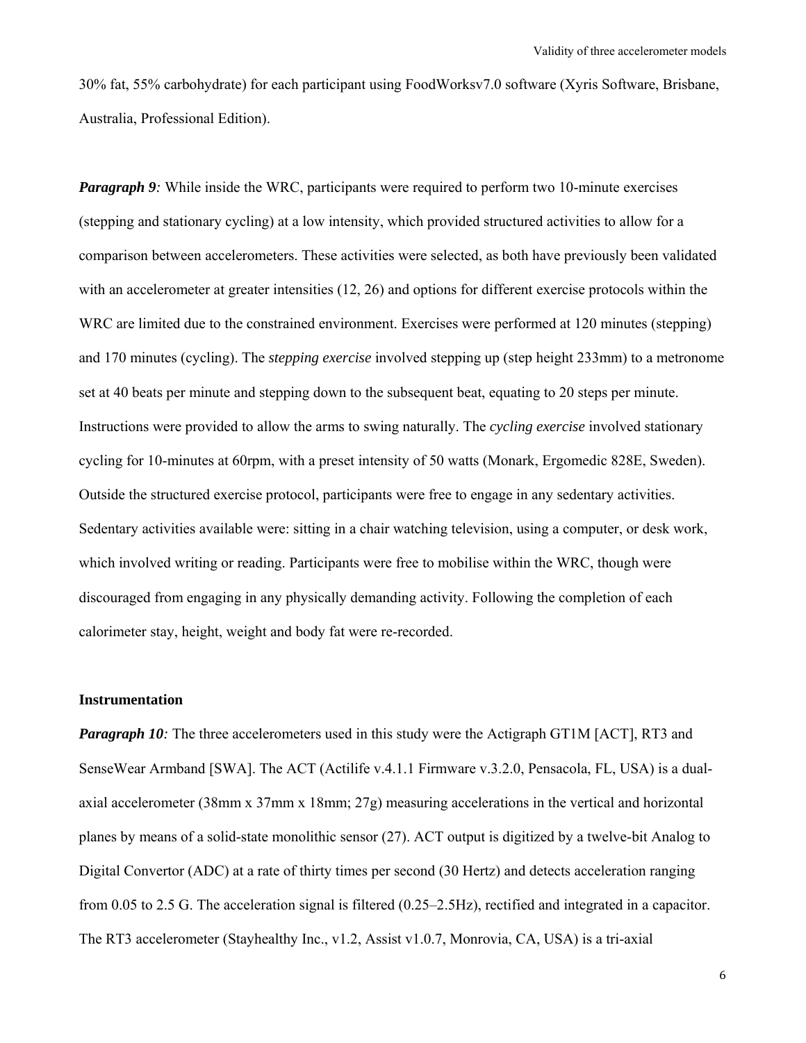30% fat, 55% carbohydrate) for each participant using FoodWorksv7.0 software (Xyris Software, Brisbane, Australia, Professional Edition).

***Paragraph 9:*** While inside the WRC, participants were required to perform two 10-minute exercises (stepping and stationary cycling) at a low intensity, which provided structured activities to allow for a comparison between accelerometers. These activities were selected, as both have previously been validated with an accelerometer at greater intensities (12, 26) and options for different exercise protocols within the WRC are limited due to the constrained environment. Exercises were performed at 120 minutes (stepping) and 170 minutes (cycling). The *stepping exercise* involved stepping up (step height 233mm) to a metronome set at 40 beats per minute and stepping down to the subsequent beat, equating to 20 steps per minute. Instructions were provided to allow the arms to swing naturally. The *cycling exercise* involved stationary cycling for 10-minutes at 60rpm, with a preset intensity of 50 watts (Monark, Ergomedic 828E, Sweden). Outside the structured exercise protocol, participants were free to engage in any sedentary activities. Sedentary activities available were: sitting in a chair watching television, using a computer, or desk work, which involved writing or reading. Participants were free to mobilise within the WRC, though were discouraged from engaging in any physically demanding activity. Following the completion of each calorimeter stay, height, weight and body fat were re-recorded.

**Instrumentation**

***Paragraph 10:*** The three accelerometers used in this study were the Actigraph GT1M [ACT], RT3 and SenseWear Armband [SWA]. The ACT (Actilife v.4.1.1 Firmware v.3.2.0, Pensacola, FL, USA) is a dual-axial accelerometer (38mm x 37mm x 18mm; 27g) measuring accelerations in the vertical and horizontal planes by means of a solid-state monolithic sensor (27). ACT output is digitized by a twelve-bit Analog to Digital Convertor (ADC) at a rate of thirty times per second (30 Hertz) and detects acceleration ranging from 0.05 to 2.5 G. The acceleration signal is filtered (0.25–2.5Hz), rectified and integrated in a capacitor. The RT3 accelerometer (Stayhealthy Inc., v1.2, Assist v1.0.7, Monrovia, CA, USA) is a tri-axial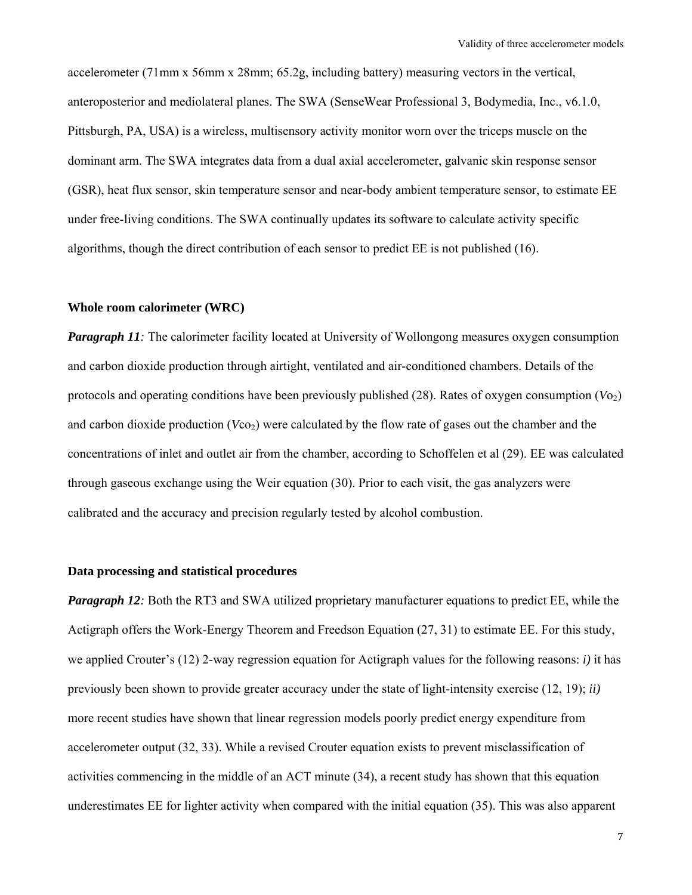accelerometer (71mm x 56mm x 28mm; 65.2g, including battery) measuring vectors in the vertical, anteroposterior and mediolateral planes. The SWA (SenseWear Professional 3, Bodymedia, Inc., v6.1.0, Pittsburgh, PA, USA) is a wireless, multisensory activity monitor worn over the triceps muscle on the dominant arm. The SWA integrates data from a dual axial accelerometer, galvanic skin response sensor (GSR), heat flux sensor, skin temperature sensor and near-body ambient temperature sensor, to estimate EE under free-living conditions. The SWA continually updates its software to calculate activity specific algorithms, though the direct contribution of each sensor to predict EE is not published (16).

### Whole room calorimeter (WRC)

***Paragraph 11:*** The calorimeter facility located at University of Wollongong measures oxygen consumption and carbon dioxide production through airtight, ventilated and air-conditioned chambers. Details of the protocols and operating conditions have been previously published (28). Rates of oxygen consumption ($Vo_2$) and carbon dioxide production ($Vco_2$) were calculated by the flow rate of gases out the chamber and the concentrations of inlet and outlet air from the chamber, according to Schoffelen et al (29). EE was calculated through gaseous exchange using the Weir equation (30). Prior to each visit, the gas analyzers were calibrated and the accuracy and precision regularly tested by alcohol combustion.

### Data processing and statistical procedures

***Paragraph 12:*** Both the RT3 and SWA utilized proprietary manufacturer equations to predict EE, while the Actigraph offers the Work-Energy Theorem and Freedson Equation (27, 31) to estimate EE. For this study, we applied Crouter's (12) 2-way regression equation for Actigraph values for the following reasons: ***i)*** it has previously been shown to provide greater accuracy under the state of light-intensity exercise (12, 19); ***ii)*** more recent studies have shown that linear regression models poorly predict energy expenditure from accelerometer output (32, 33). While a revised Crouter equation exists to prevent misclassification of activities commencing in the middle of an ACT minute (34), a recent study has shown that this equation underestimates EE for lighter activity when compared with the initial equation (35). This was also apparent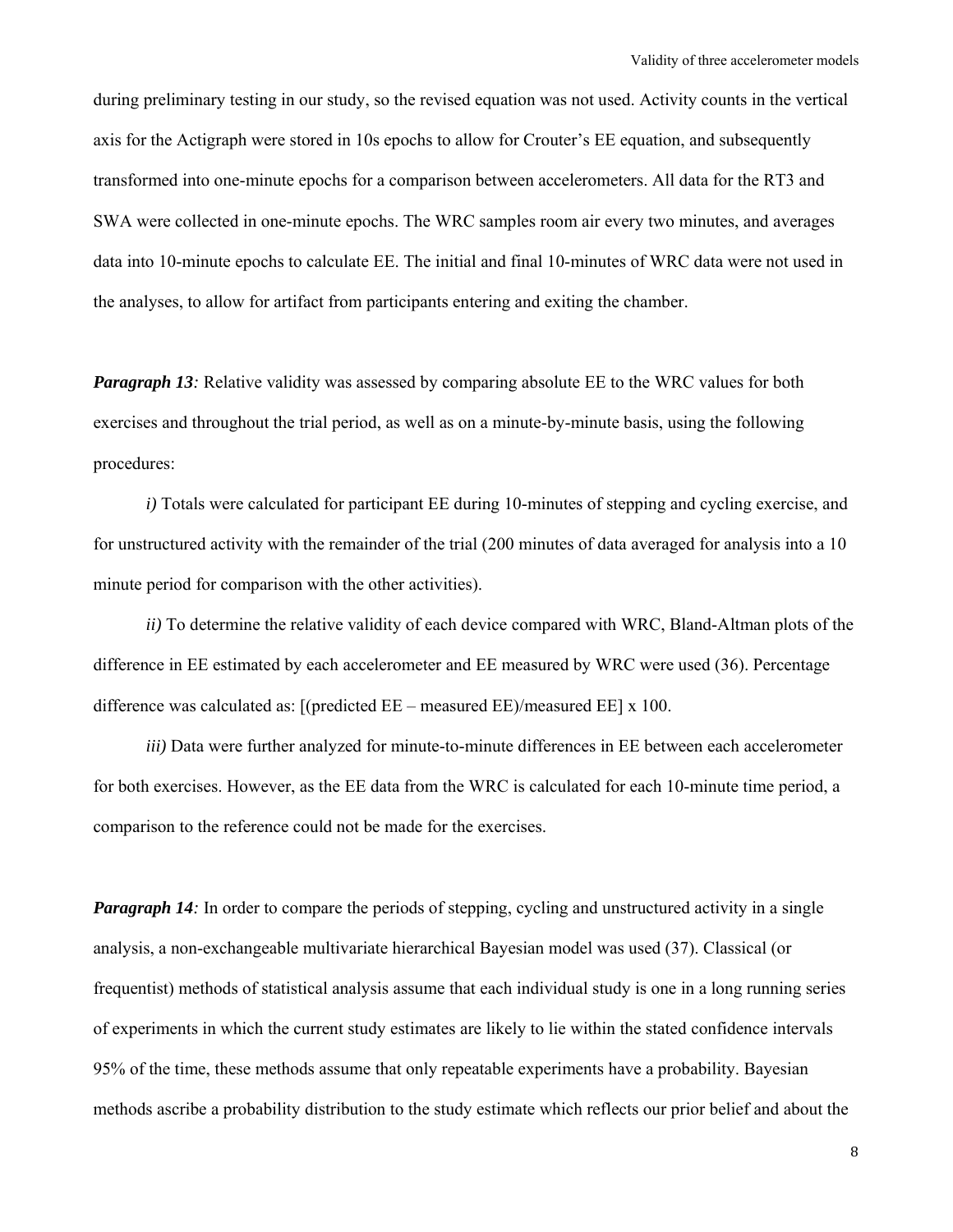during preliminary testing in our study, so the revised equation was not used. Activity counts in the vertical axis for the Actigraph were stored in 10s epochs to allow for Crouter's EE equation, and subsequently transformed into one-minute epochs for a comparison between accelerometers. All data for the RT3 and SWA were collected in one-minute epochs. The WRC samples room air every two minutes, and averages data into 10-minute epochs to calculate EE. The initial and final 10-minutes of WRC data were not used in the analyses, to allow for artifact from participants entering and exiting the chamber.

***Paragraph 13**:* Relative validity was assessed by comparing absolute EE to the WRC values for both exercises and throughout the trial period, as well as on a minute-by-minute basis, using the following procedures:

*i)* Totals were calculated for participant EE during 10-minutes of stepping and cycling exercise, and for unstructured activity with the remainder of the trial (200 minutes of data averaged for analysis into a 10 minute period for comparison with the other activities).

*ii)* To determine the relative validity of each device compared with WRC, Bland-Altman plots of the difference in EE estimated by each accelerometer and EE measured by WRC were used (36). Percentage difference was calculated as: [(predicted EE – measured EE)/measured EE] x 100.

*iii)* Data were further analyzed for minute-to-minute differences in EE between each accelerometer for both exercises. However, as the EE data from the WRC is calculated for each 10-minute time period, a comparison to the reference could not be made for the exercises.

***Paragraph 14**:* In order to compare the periods of stepping, cycling and unstructured activity in a single analysis, a non-exchangeable multivariate hierarchical Bayesian model was used (37). Classical (or frequentist) methods of statistical analysis assume that each individual study is one in a long running series of experiments in which the current study estimates are likely to lie within the stated confidence intervals 95% of the time, these methods assume that only repeatable experiments have a probability. Bayesian methods ascribe a probability distribution to the study estimate which reflects our prior belief and about the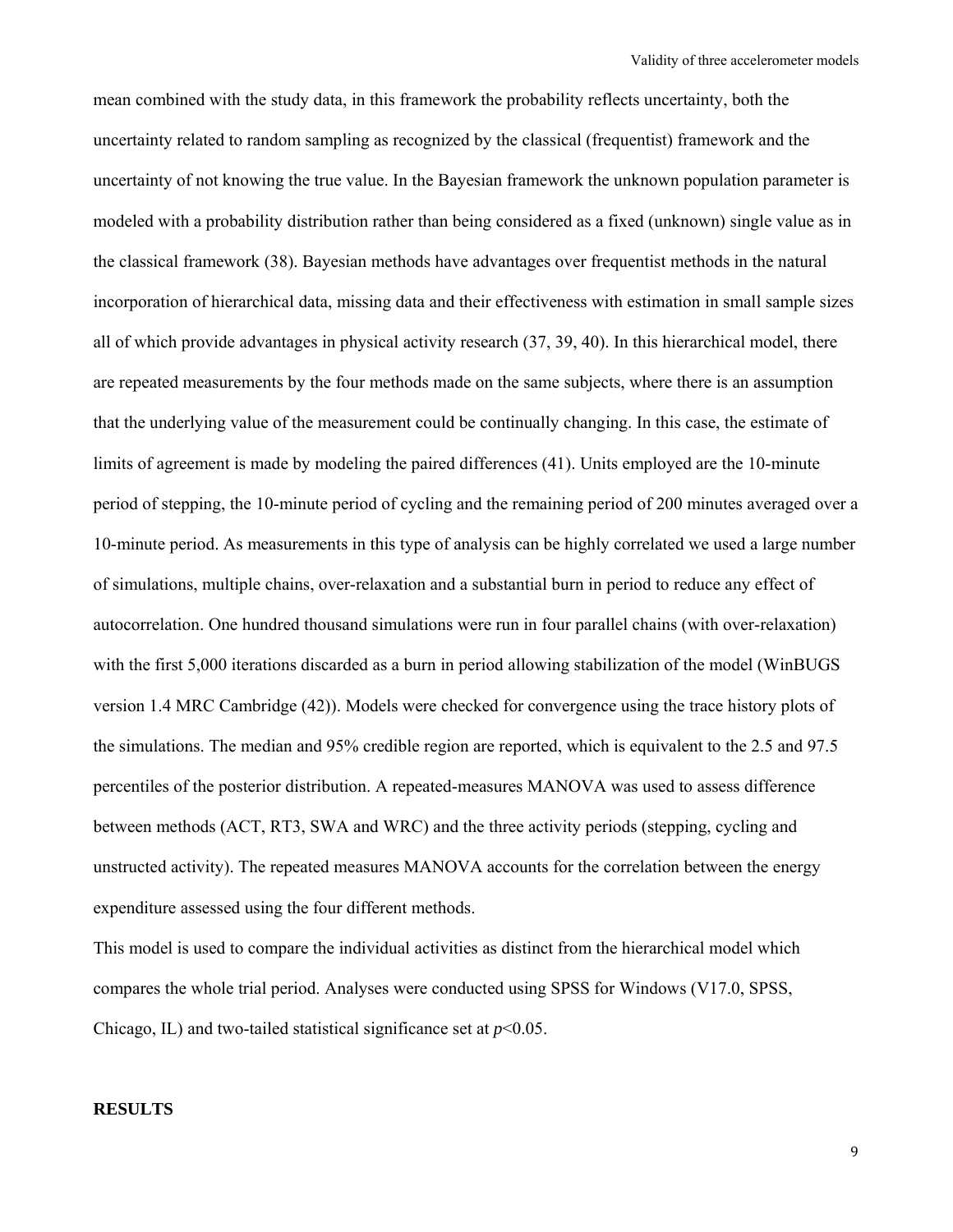mean combined with the study data, in this framework the probability reflects uncertainty, both the uncertainty related to random sampling as recognized by the classical (frequentist) framework and the uncertainty of not knowing the true value. In the Bayesian framework the unknown population parameter is modeled with a probability distribution rather than being considered as a fixed (unknown) single value as in the classical framework (38). Bayesian methods have advantages over frequentist methods in the natural incorporation of hierarchical data, missing data and their effectiveness with estimation in small sample sizes all of which provide advantages in physical activity research (37, 39, 40). In this hierarchical model, there are repeated measurements by the four methods made on the same subjects, where there is an assumption that the underlying value of the measurement could be continually changing. In this case, the estimate of limits of agreement is made by modeling the paired differences (41). Units employed are the 10-minute period of stepping, the 10-minute period of cycling and the remaining period of 200 minutes averaged over a 10-minute period. As measurements in this type of analysis can be highly correlated we used a large number of simulations, multiple chains, over-relaxation and a substantial burn in period to reduce any effect of autocorrelation. One hundred thousand simulations were run in four parallel chains (with over-relaxation) with the first 5,000 iterations discarded as a burn in period allowing stabilization of the model (WinBUGS version 1.4 MRC Cambridge (42)). Models were checked for convergence using the trace history plots of the simulations. The median and 95% credible region are reported, which is equivalent to the 2.5 and 97.5 percentiles of the posterior distribution. A repeated-measures MANOVA was used to assess difference between methods (ACT, RT3, SWA and WRC) and the three activity periods (stepping, cycling and unstructed activity). The repeated measures MANOVA accounts for the correlation between the energy expenditure assessed using the four different methods.

This model is used to compare the individual activities as distinct from the hierarchical model which compares the whole trial period. Analyses were conducted using SPSS for Windows (V17.0, SPSS, Chicago, IL) and two-tailed statistical significance set at $p<0.05$.

## RESULTS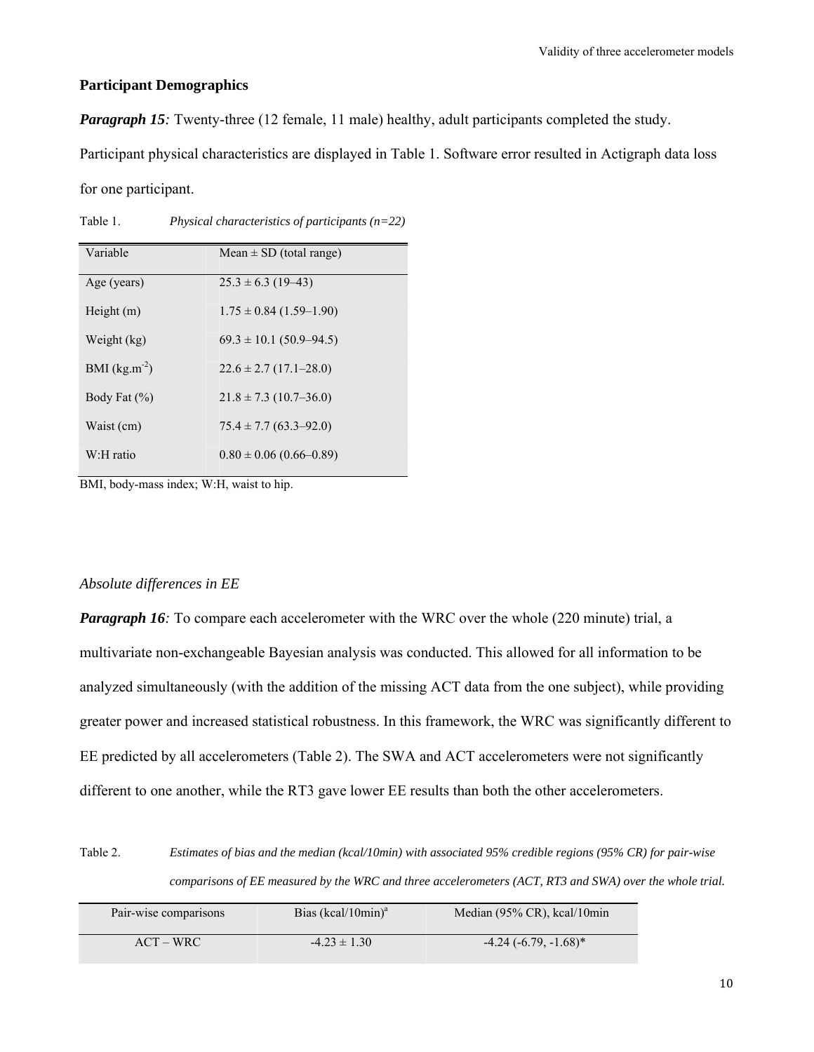## Participant Demographics

***Paragraph 15**:* Twenty-three (12 female, 11 male) healthy, adult participants completed the study. Participant physical characteristics are displayed in Table 1. Software error resulted in Actigraph data loss for one participant.

Table 1. *Physical characteristics of participants (n=22)*

| Variable | Mean ± SD (total range) |
| --- | --- |
| Age (years) | 25.3 ± 6.3 (19–43) |
| Height (m) | 1.75 ± 0.84 (1.59–1.90) |
| Weight (kg) | 69.3 ± 10.1 (50.9–94.5) |
| BMI ($kg.m^{-2}$) | 22.6 ± 2.7 (17.1–28.0) |
| Body Fat (%) | 21.8 ± 7.3 (10.7–36.0) |
| Waist (cm) | 75.4 ± 7.7 (63.3–92.0) |
| W:H ratio | 0.80 ± 0.06 (0.66–0.89) |

BMI, body-mass index; W:H, waist to hip.

### *Absolute differences in EE*

***Paragraph 16**:* To compare each accelerometer with the WRC over the whole (220 minute) trial, a multivariate non-exchangeable Bayesian analysis was conducted. This allowed for all information to be analyzed simultaneously (with the addition of the missing ACT data from the one subject), while providing greater power and increased statistical robustness. In this framework, the WRC was significantly different to EE predicted by all accelerometers (Table 2). The SWA and ACT accelerometers were not significantly different to one another, while the RT3 gave lower EE results than both the other accelerometers.

Table 2. *Estimates of bias and the median (kcal/10min) with associated 95% credible regions (95% CR) for pair-wise comparisons of EE measured by the WRC and three accelerometers (ACT, RT3 and SWA) over the whole trial.*

| Pair-wise comparisons | Bias (kcal/10min)[a] | Median (95% CR), kcal/10min |
| --- | --- | --- |
| ACT – WRC | -4.23 ± 1.30 | -4.24 (-6.79, -1.68)* |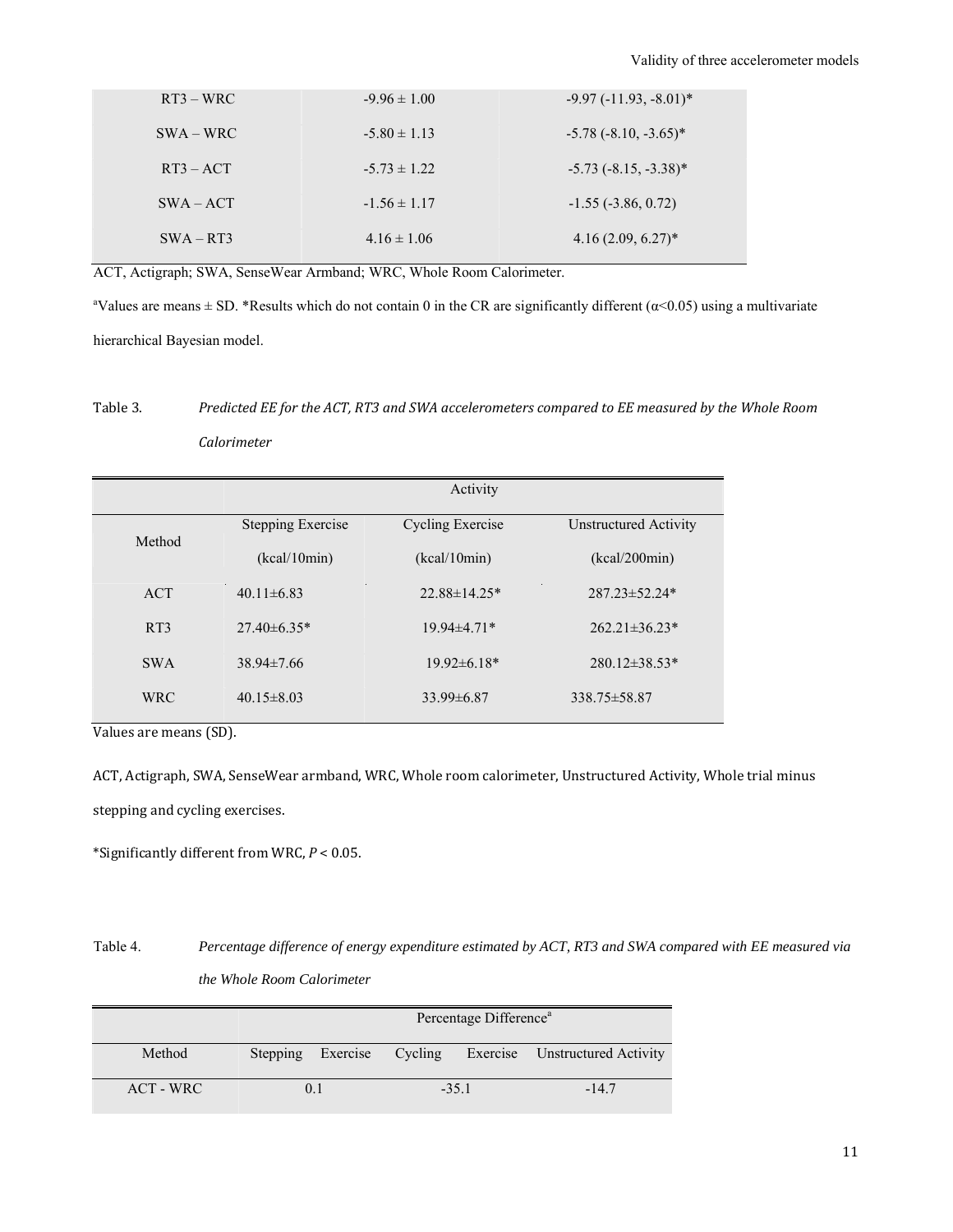| | | |
|---|---|---|
| RT3 – WRC | -9.96 ± 1.00 | -9.97 (-11.93, -8.01)* |
| SWA – WRC | -5.80 ± 1.13 | -5.78 (-8.10, -3.65)* |
| RT3 – ACT | -5.73 ± 1.22 | -5.73 (-8.15, -3.38)* |
| SWA – ACT | -1.56 ± 1.17 | -1.55 (-3.86, 0.72) |
| SWA – RT3 | 4.16 ± 1.06 | 4.16 (2.09, 6.27)* |

ACT, Actigraph; SWA, SenseWear Armband; WRC, Whole Room Calorimeter.

[a]Values are means ± SD. *Results which do not contain 0 in the CR are significantly different ($\alpha$<0.05) using a multivariate hierarchical Bayesian model.

Table 3. *Predicted EE for the ACT, RT3 and SWA accelerometers compared to EE measured by the Whole Room Calorimeter*

| Method | Activity | | |
|---|---|---|---|
| | Stepping Exercise (kcal/10min) | Cycling Exercise (kcal/10min) | Unstructured Activity (kcal/200min) |
| ACT | 40.11±6.83 | 22.88±14.25* | 287.23±52.24* |
| RT3 | 27.40±6.35* | 19.94±4.71* | 262.21±36.23* |
| SWA | 38.94±7.66 | 19.92±6.18* | 280.12±38.53* |
| WRC | 40.15±8.03 | 33.99±6.87 | 338.75±58.87 |

Values are means (SD).

ACT, Actigraph, SWA, SenseWear armband, WRC, Whole room calorimeter, Unstructured Activity, Whole trial minus stepping and cycling exercises.

*Significantly different from WRC, $P$ < 0.05.

Table 4. *Percentage difference of energy expenditure estimated by ACT, RT3 and SWA compared with EE measured via the Whole Room Calorimeter*

| Method | Percentage Difference[a] | | |
|---|---|---|---|
| | Stepping Exercise | Cycling Exercise | Unstructured Activity |
| ACT - WRC | 0.1 | -35.1 | -14.7 |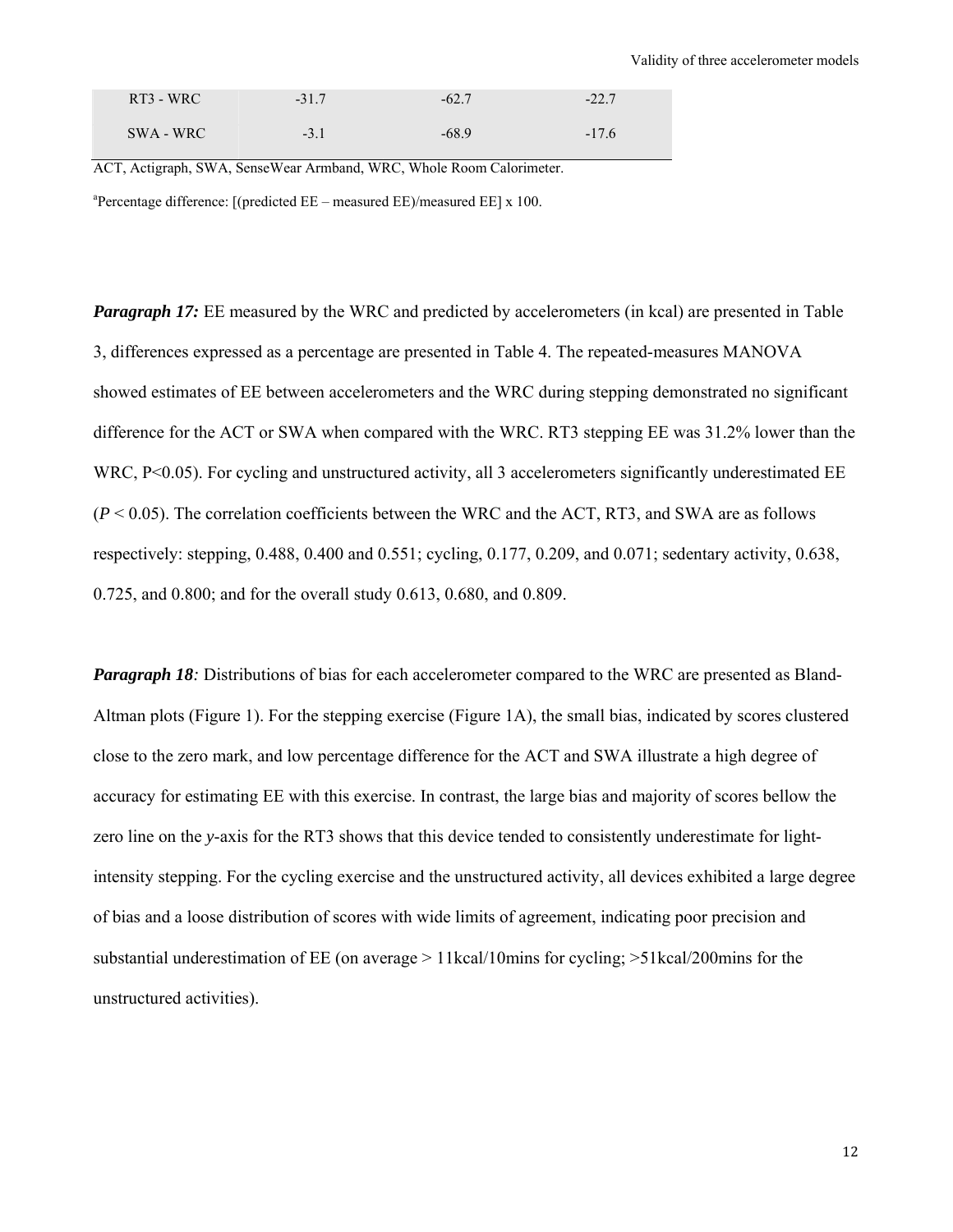| RT3 - WRC | -31.7 | -62.7 | -22.7 |
| --- | --- | --- | --- |
| SWA - WRC | -3.1 | -68.9 | -17.6 |

ACT, Actigraph, SWA, SenseWear Armband, WRC, Whole Room Calorimeter.

[a]Percentage difference: [(predicted EE – measured EE)/measured EE] x 100.

***Paragraph 17:*** EE measured by the WRC and predicted by accelerometers (in kcal) are presented in Table 3, differences expressed as a percentage are presented in Table 4. The repeated-measures MANOVA showed estimates of EE between accelerometers and the WRC during stepping demonstrated no significant difference for the ACT or SWA when compared with the WRC. RT3 stepping EE was 31.2% lower than the WRC, P<0.05). For cycling and unstructured activity, all 3 accelerometers significantly underestimated EE ($P < 0.05$). The correlation coefficients between the WRC and the ACT, RT3, and SWA are as follows respectively: stepping, 0.488, 0.400 and 0.551; cycling, 0.177, 0.209, and 0.071; sedentary activity, 0.638, 0.725, and 0.800; and for the overall study 0.613, 0.680, and 0.809.

***Paragraph 18:*** Distributions of bias for each accelerometer compared to the WRC are presented as Bland-Altman plots (Figure 1). For the stepping exercise (Figure 1A), the small bias, indicated by scores clustered close to the zero mark, and low percentage difference for the ACT and SWA illustrate a high degree of accuracy for estimating EE with this exercise. In contrast, the large bias and majority of scores bellow the zero line on the *y*-axis for the RT3 shows that this device tended to consistently underestimate for light-intensity stepping. For the cycling exercise and the unstructured activity, all devices exhibited a large degree of bias and a loose distribution of scores with wide limits of agreement, indicating poor precision and substantial underestimation of EE (on average > 11kcal/10mins for cycling; >51kcal/200mins for the unstructured activities).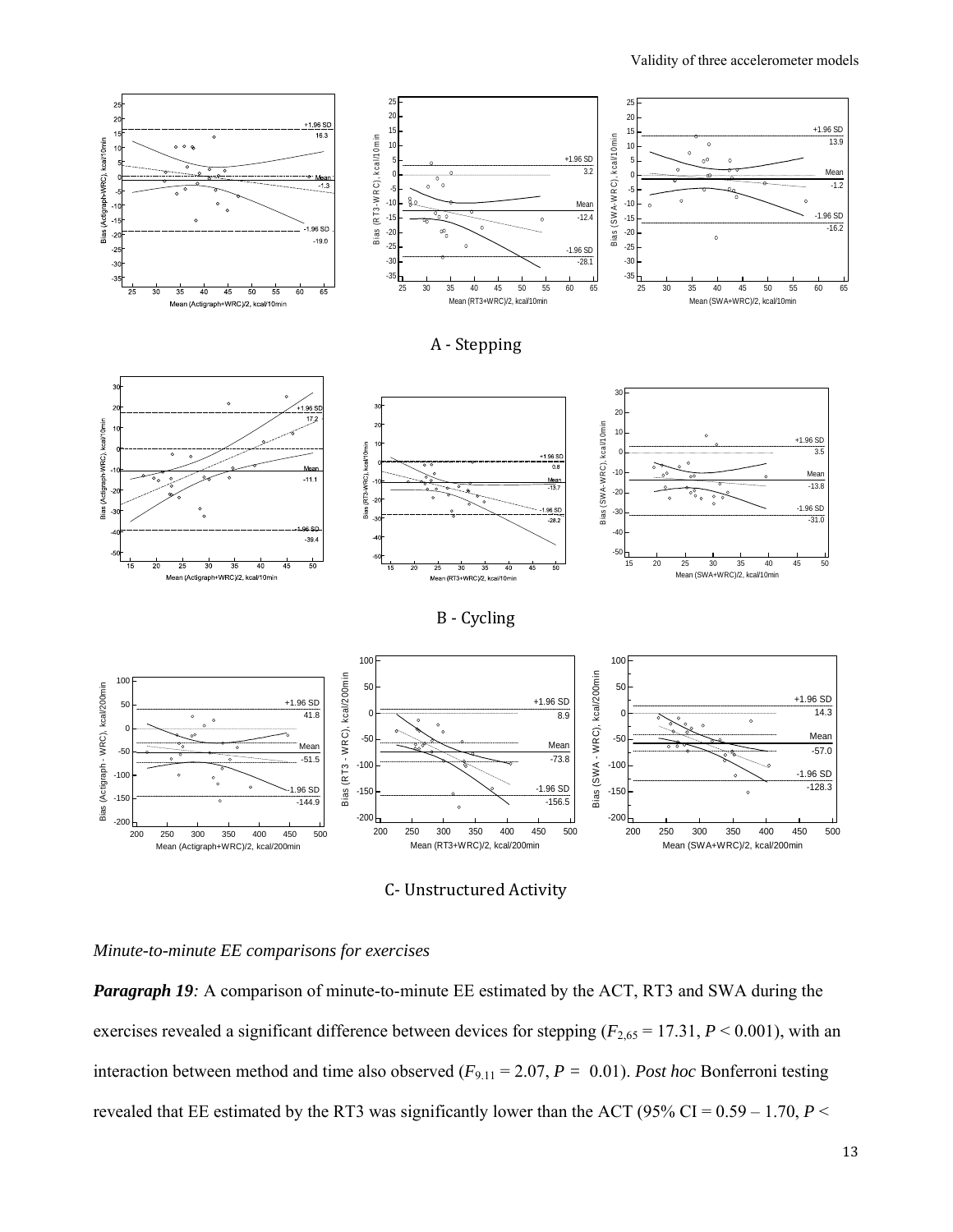A - Stepping

B - Cycling

C- Unstructured Activity

*Minute-to-minute EE comparisons for exercises*

***Paragraph 19**:* A comparison of minute-to-minute EE estimated by the ACT, RT3 and SWA during the exercises revealed a significant difference between devices for stepping ($F_{2,65}$ = 17.31, $P$ < 0.001), with an interaction between method and time also observed ($F_{9.11}$ = 2.07, $P$ = 0.01). *Post hoc* Bonferroni testing revealed that EE estimated by the RT3 was significantly lower than the ACT (95% CI = 0.59 – 1.70, $P$ <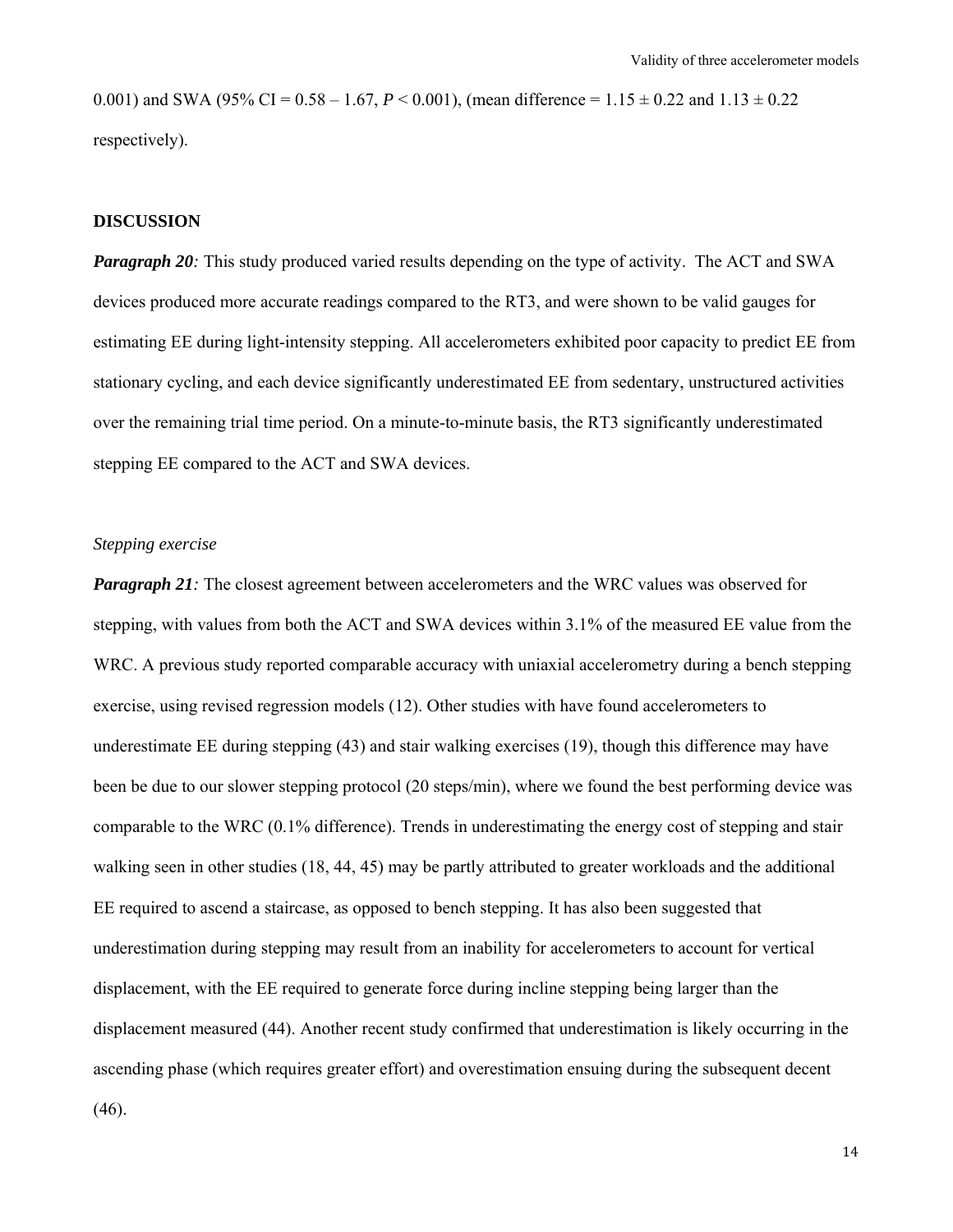0.001) and SWA (95% CI = 0.58 – 1.67, $P < 0.001$), (mean difference = 1.15 ± 0.22 and 1.13 ± 0.22 respectively).

## DISCUSSION

***Paragraph 20****:* This study produced varied results depending on the type of activity. The ACT and SWA devices produced more accurate readings compared to the RT3, and were shown to be valid gauges for estimating EE during light-intensity stepping. All accelerometers exhibited poor capacity to predict EE from stationary cycling, and each device significantly underestimated EE from sedentary, unstructured activities over the remaining trial time period. On a minute-to-minute basis, the RT3 significantly underestimated stepping EE compared to the ACT and SWA devices.

### *Stepping exercise*

***Paragraph 21****:* The closest agreement between accelerometers and the WRC values was observed for stepping, with values from both the ACT and SWA devices within 3.1% of the measured EE value from the WRC. A previous study reported comparable accuracy with uniaxial accelerometry during a bench stepping exercise, using revised regression models (12). Other studies with have found accelerometers to underestimate EE during stepping (43) and stair walking exercises (19), though this difference may have been be due to our slower stepping protocol (20 steps/min), where we found the best performing device was comparable to the WRC (0.1% difference). Trends in underestimating the energy cost of stepping and stair walking seen in other studies (18, 44, 45) may be partly attributed to greater workloads and the additional EE required to ascend a staircase, as opposed to bench stepping. It has also been suggested that underestimation during stepping may result from an inability for accelerometers to account for vertical displacement, with the EE required to generate force during incline stepping being larger than the displacement measured (44). Another recent study confirmed that underestimation is likely occurring in the ascending phase (which requires greater effort) and overestimation ensuing during the subsequent decent (46).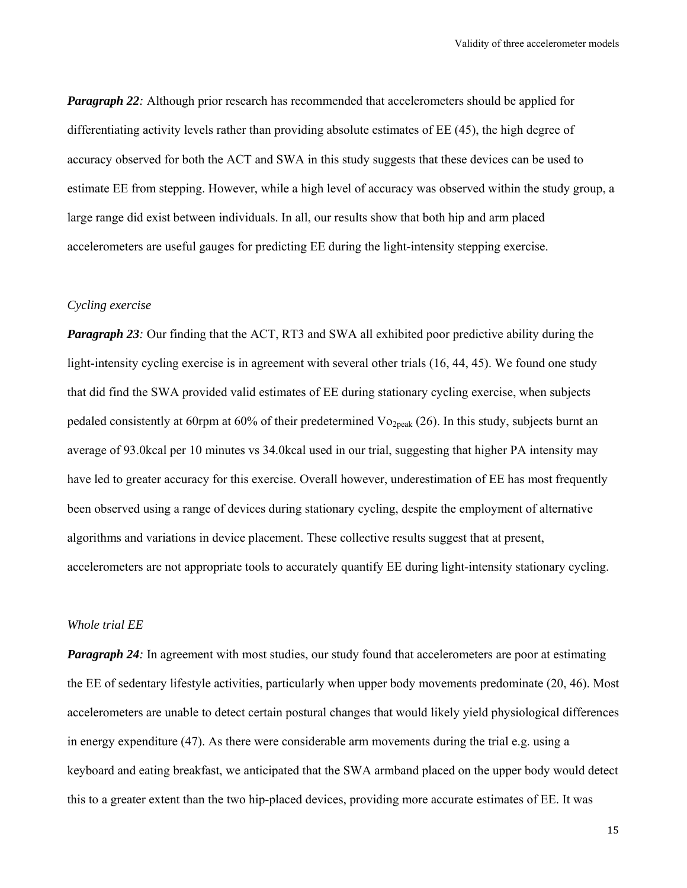***Paragraph 22**:* Although prior research has recommended that accelerometers should be applied for differentiating activity levels rather than providing absolute estimates of EE (45), the high degree of accuracy observed for both the ACT and SWA in this study suggests that these devices can be used to estimate EE from stepping. However, while a high level of accuracy was observed within the study group, a large range did exist between individuals. In all, our results show that both hip and arm placed accelerometers are useful gauges for predicting EE during the light-intensity stepping exercise.

*Cycling exercise*

***Paragraph 23**:* Our finding that the ACT, RT3 and SWA all exhibited poor predictive ability during the light-intensity cycling exercise is in agreement with several other trials (16, 44, 45). We found one study that did find the SWA provided valid estimates of EE during stationary cycling exercise, when subjects pedaled consistently at 60rpm at 60% of their predetermined $Vo_{2peak}$ (26). In this study, subjects burnt an average of 93.0kcal per 10 minutes vs 34.0kcal used in our trial, suggesting that higher PA intensity may have led to greater accuracy for this exercise. Overall however, underestimation of EE has most frequently been observed using a range of devices during stationary cycling, despite the employment of alternative algorithms and variations in device placement. These collective results suggest that at present, accelerometers are not appropriate tools to accurately quantify EE during light-intensity stationary cycling.

*Whole trial EE*

***Paragraph 24**:* In agreement with most studies, our study found that accelerometers are poor at estimating the EE of sedentary lifestyle activities, particularly when upper body movements predominate (20, 46). Most accelerometers are unable to detect certain postural changes that would likely yield physiological differences in energy expenditure (47). As there were considerable arm movements during the trial e.g. using a keyboard and eating breakfast, we anticipated that the SWA armband placed on the upper body would detect this to a greater extent than the two hip-placed devices, providing more accurate estimates of EE. It was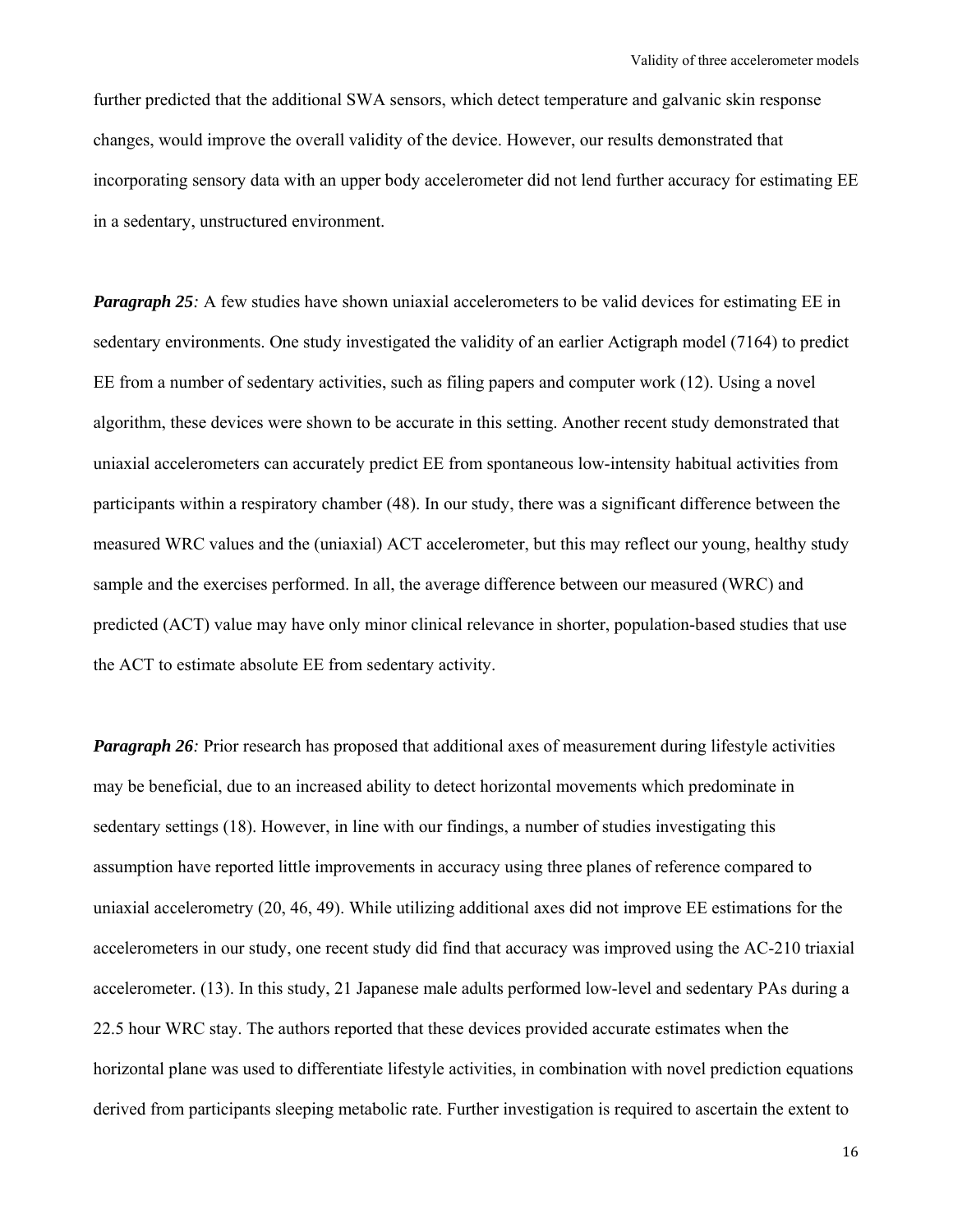further predicted that the additional SWA sensors, which detect temperature and galvanic skin response changes, would improve the overall validity of the device. However, our results demonstrated that incorporating sensory data with an upper body accelerometer did not lend further accuracy for estimating EE in a sedentary, unstructured environment.

***Paragraph 25:*** A few studies have shown uniaxial accelerometers to be valid devices for estimating EE in sedentary environments. One study investigated the validity of an earlier Actigraph model (7164) to predict EE from a number of sedentary activities, such as filing papers and computer work (12). Using a novel algorithm, these devices were shown to be accurate in this setting. Another recent study demonstrated that uniaxial accelerometers can accurately predict EE from spontaneous low-intensity habitual activities from participants within a respiratory chamber (48). In our study, there was a significant difference between the measured WRC values and the (uniaxial) ACT accelerometer, but this may reflect our young, healthy study sample and the exercises performed. In all, the average difference between our measured (WRC) and predicted (ACT) value may have only minor clinical relevance in shorter, population-based studies that use the ACT to estimate absolute EE from sedentary activity.

***Paragraph 26:*** Prior research has proposed that additional axes of measurement during lifestyle activities may be beneficial, due to an increased ability to detect horizontal movements which predominate in sedentary settings (18). However, in line with our findings, a number of studies investigating this assumption have reported little improvements in accuracy using three planes of reference compared to uniaxial accelerometry (20, 46, 49). While utilizing additional axes did not improve EE estimations for the accelerometers in our study, one recent study did find that accuracy was improved using the AC-210 triaxial accelerometer. (13). In this study, 21 Japanese male adults performed low-level and sedentary PAs during a 22.5 hour WRC stay. The authors reported that these devices provided accurate estimates when the horizontal plane was used to differentiate lifestyle activities, in combination with novel prediction equations derived from participants sleeping metabolic rate. Further investigation is required to ascertain the extent to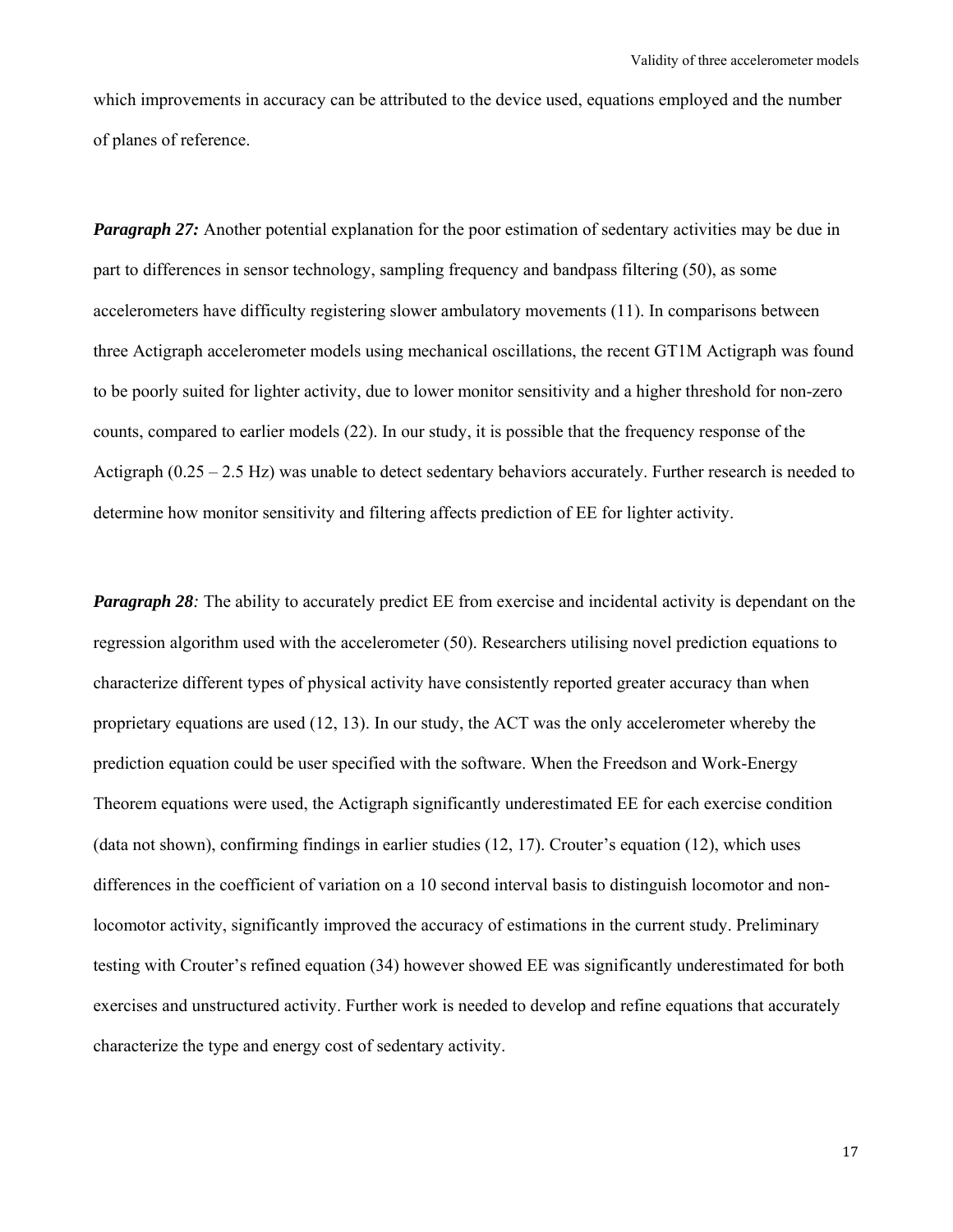which improvements in accuracy can be attributed to the device used, equations employed and the number of planes of reference.

***Paragraph 27:*** Another potential explanation for the poor estimation of sedentary activities may be due in part to differences in sensor technology, sampling frequency and bandpass filtering (50), as some accelerometers have difficulty registering slower ambulatory movements (11). In comparisons between three Actigraph accelerometer models using mechanical oscillations, the recent GT1M Actigraph was found to be poorly suited for lighter activity, due to lower monitor sensitivity and a higher threshold for non-zero counts, compared to earlier models (22). In our study, it is possible that the frequency response of the Actigraph (0.25 – 2.5 Hz) was unable to detect sedentary behaviors accurately. Further research is needed to determine how monitor sensitivity and filtering affects prediction of EE for lighter activity.

***Paragraph 28:*** The ability to accurately predict EE from exercise and incidental activity is dependant on the regression algorithm used with the accelerometer (50). Researchers utilising novel prediction equations to characterize different types of physical activity have consistently reported greater accuracy than when proprietary equations are used (12, 13). In our study, the ACT was the only accelerometer whereby the prediction equation could be user specified with the software. When the Freedson and Work-Energy Theorem equations were used, the Actigraph significantly underestimated EE for each exercise condition (data not shown), confirming findings in earlier studies (12, 17). Crouter's equation (12), which uses differences in the coefficient of variation on a 10 second interval basis to distinguish locomotor and non-locomotor activity, significantly improved the accuracy of estimations in the current study. Preliminary testing with Crouter's refined equation (34) however showed EE was significantly underestimated for both exercises and unstructured activity. Further work is needed to develop and refine equations that accurately characterize the type and energy cost of sedentary activity.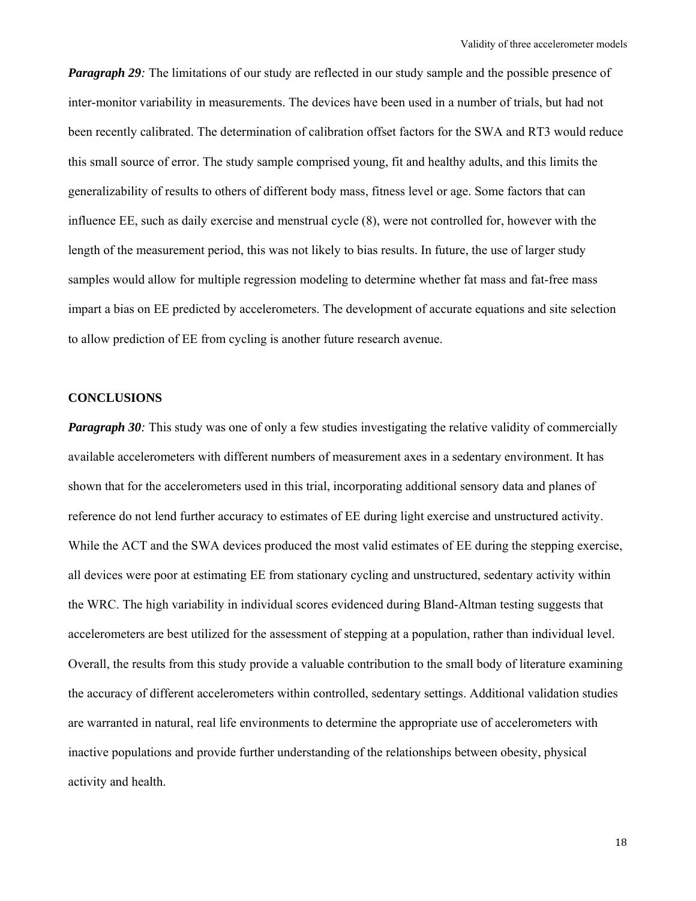***Paragraph 29**:* The limitations of our study are reflected in our study sample and the possible presence of inter-monitor variability in measurements. The devices have been used in a number of trials, but had not been recently calibrated. The determination of calibration offset factors for the SWA and RT3 would reduce this small source of error. The study sample comprised young, fit and healthy adults, and this limits the generalizability of results to others of different body mass, fitness level or age. Some factors that can influence EE, such as daily exercise and menstrual cycle (8), were not controlled for, however with the length of the measurement period, this was not likely to bias results. In future, the use of larger study samples would allow for multiple regression modeling to determine whether fat mass and fat-free mass impart a bias on EE predicted by accelerometers. The development of accurate equations and site selection to allow prediction of EE from cycling is another future research avenue.

## CONCLUSIONS

***Paragraph 30**:* This study was one of only a few studies investigating the relative validity of commercially available accelerometers with different numbers of measurement axes in a sedentary environment. It has shown that for the accelerometers used in this trial, incorporating additional sensory data and planes of reference do not lend further accuracy to estimates of EE during light exercise and unstructured activity. While the ACT and the SWA devices produced the most valid estimates of EE during the stepping exercise, all devices were poor at estimating EE from stationary cycling and unstructured, sedentary activity within the WRC. The high variability in individual scores evidenced during Bland-Altman testing suggests that accelerometers are best utilized for the assessment of stepping at a population, rather than individual level. Overall, the results from this study provide a valuable contribution to the small body of literature examining the accuracy of different accelerometers within controlled, sedentary settings. Additional validation studies are warranted in natural, real life environments to determine the appropriate use of accelerometers with inactive populations and provide further understanding of the relationships between obesity, physical activity and health.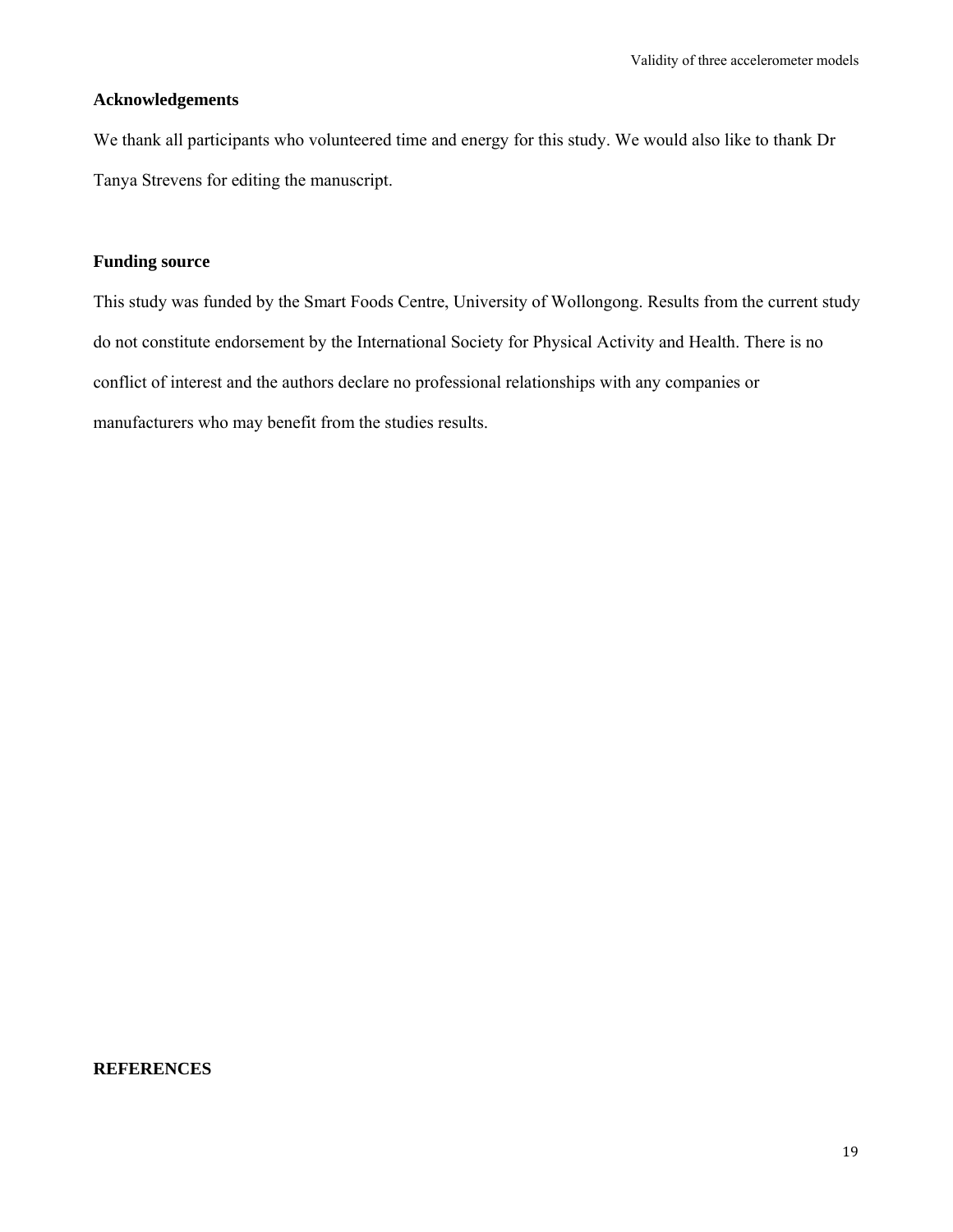## Acknowledgements

We thank all participants who volunteered time and energy for this study. We would also like to thank Dr Tanya Strevens for editing the manuscript.

## Funding source

This study was funded by the Smart Foods Centre, University of Wollongong. Results from the current study do not constitute endorsement by the International Society for Physical Activity and Health. There is no conflict of interest and the authors declare no professional relationships with any companies or manufacturers who may benefit from the studies results.

## REFERENCES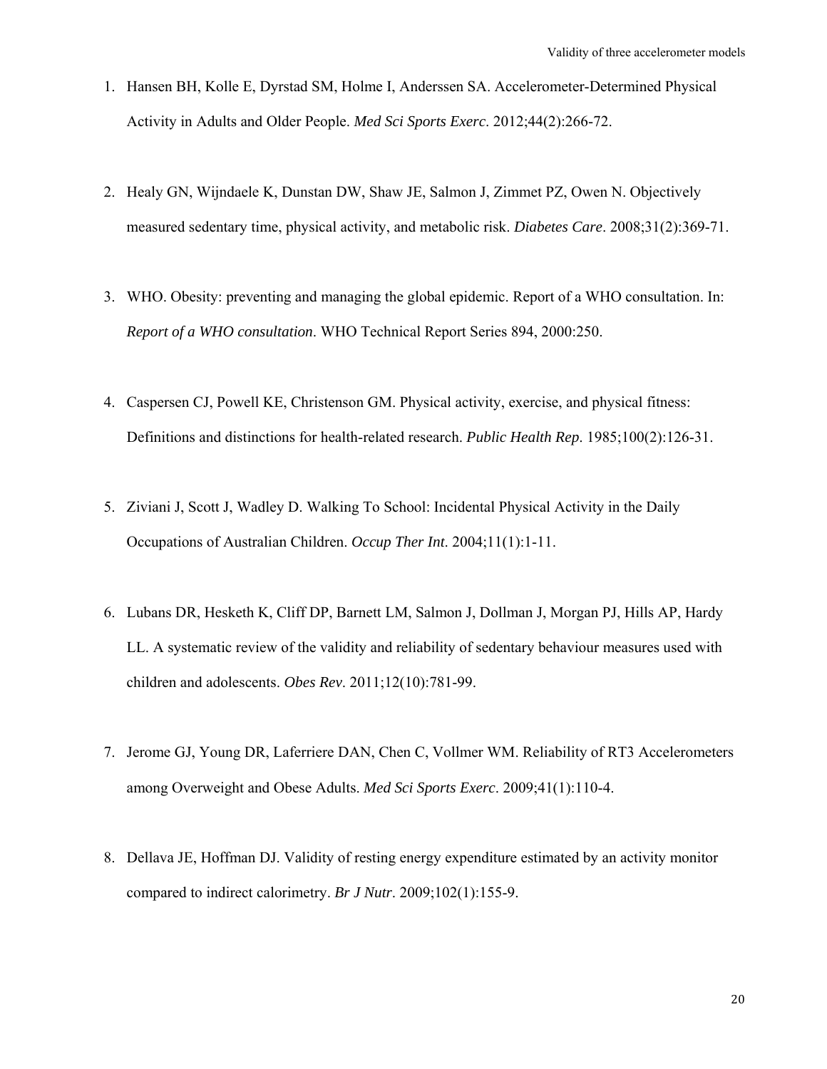1. Hansen BH, Kolle E, Dyrstad SM, Holme I, Anderssen SA. Accelerometer-Determined Physical Activity in Adults and Older People. *Med Sci Sports Exerc*. 2012;44(2):266-72.

2. Healy GN, Wijndaele K, Dunstan DW, Shaw JE, Salmon J, Zimmet PZ, Owen N. Objectively measured sedentary time, physical activity, and metabolic risk. *Diabetes Care*. 2008;31(2):369-71.

3. WHO. Obesity: preventing and managing the global epidemic. Report of a WHO consultation. In: *Report of a WHO consultation*. WHO Technical Report Series 894, 2000:250.

4. Caspersen CJ, Powell KE, Christenson GM. Physical activity, exercise, and physical fitness: Definitions and distinctions for health-related research. *Public Health Rep*. 1985;100(2):126-31.

5. Ziviani J, Scott J, Wadley D. Walking To School: Incidental Physical Activity in the Daily Occupations of Australian Children. *Occup Ther Int*. 2004;11(1):1-11.

6. Lubans DR, Hesketh K, Cliff DP, Barnett LM, Salmon J, Dollman J, Morgan PJ, Hills AP, Hardy LL. A systematic review of the validity and reliability of sedentary behaviour measures used with children and adolescents. *Obes Rev*. 2011;12(10):781-99.

7. Jerome GJ, Young DR, Laferriere DAN, Chen C, Vollmer WM. Reliability of RT3 Accelerometers among Overweight and Obese Adults. *Med Sci Sports Exerc*. 2009;41(1):110-4.

8. Dellava JE, Hoffman DJ. Validity of resting energy expenditure estimated by an activity monitor compared to indirect calorimetry. *Br J Nutr*. 2009;102(1):155-9.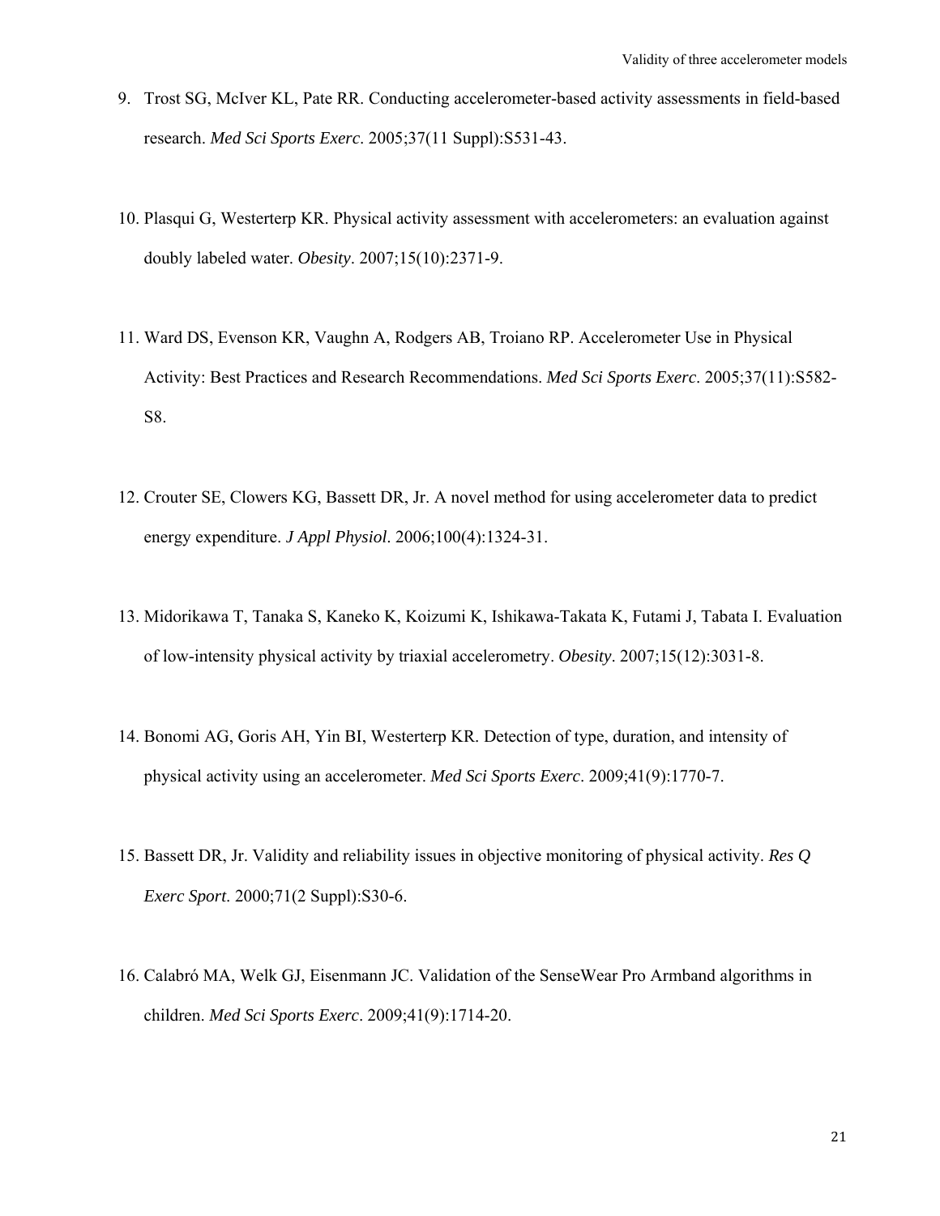9. Trost SG, McIver KL, Pate RR. Conducting accelerometer-based activity assessments in field-based research. *Med Sci Sports Exerc*. 2005;37(11 Suppl):S531-43.

10. Plasqui G, Westerterp KR. Physical activity assessment with accelerometers: an evaluation against doubly labeled water. *Obesity*. 2007;15(10):2371-9.

11. Ward DS, Evenson KR, Vaughn A, Rodgers AB, Troiano RP. Accelerometer Use in Physical Activity: Best Practices and Research Recommendations. *Med Sci Sports Exerc*. 2005;37(11):S582-S8.

12. Crouter SE, Clowers KG, Bassett DR, Jr. A novel method for using accelerometer data to predict energy expenditure. *J Appl Physiol*. 2006;100(4):1324-31.

13. Midorikawa T, Tanaka S, Kaneko K, Koizumi K, Ishikawa-Takata K, Futami J, Tabata I. Evaluation of low-intensity physical activity by triaxial accelerometry. *Obesity*. 2007;15(12):3031-8.

14. Bonomi AG, Goris AH, Yin BI, Westerterp KR. Detection of type, duration, and intensity of physical activity using an accelerometer. *Med Sci Sports Exerc*. 2009;41(9):1770-7.

15. Bassett DR, Jr. Validity and reliability issues in objective monitoring of physical activity. *Res Q Exerc Sport*. 2000;71(2 Suppl):S30-6.

16. Calabró MA, Welk GJ, Eisenmann JC. Validation of the SenseWear Pro Armband algorithms in children. *Med Sci Sports Exerc*. 2009;41(9):1714-20.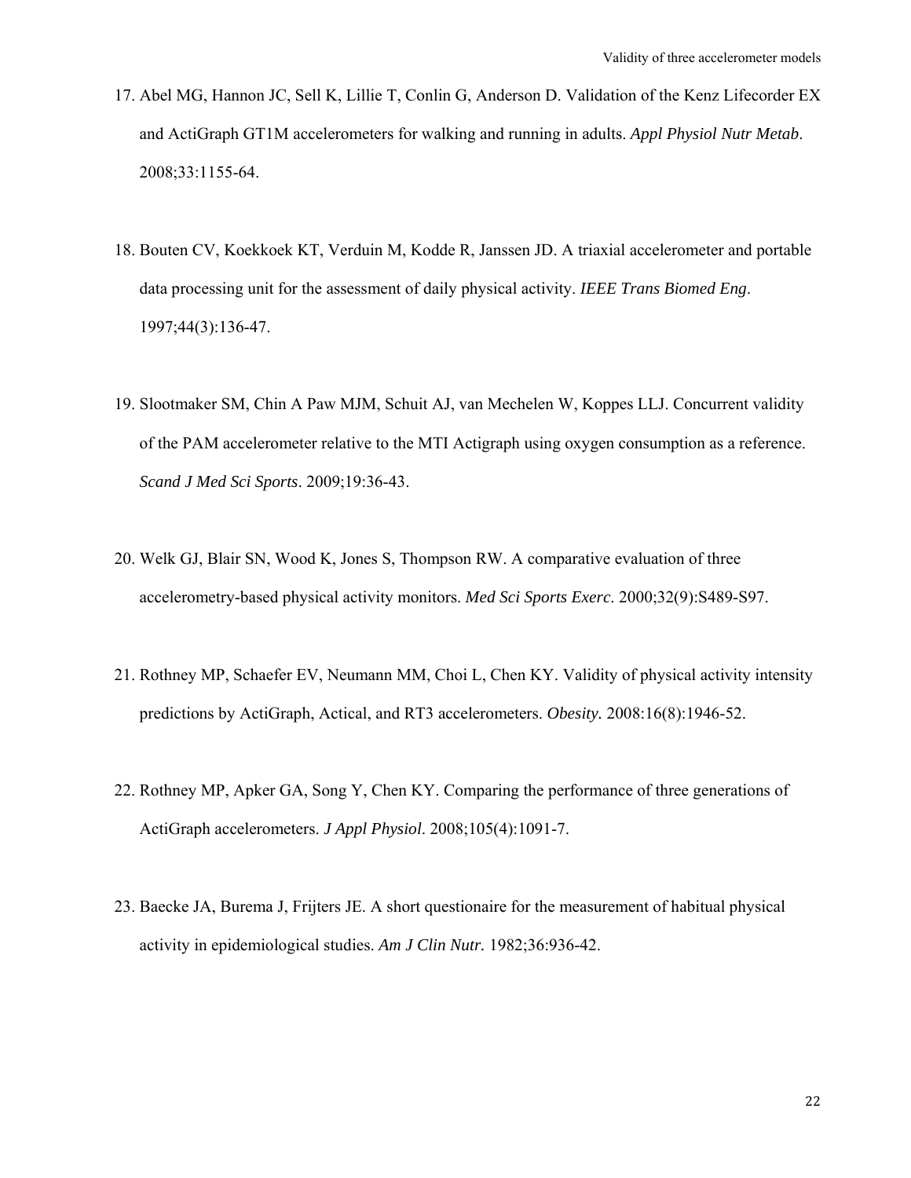17. Abel MG, Hannon JC, Sell K, Lillie T, Conlin G, Anderson D. Validation of the Kenz Lifecorder EX and ActiGraph GT1M accelerometers for walking and running in adults. *Appl Physiol Nutr Metab*. 2008;33:1155-64.

18. Bouten CV, Koekkoek KT, Verduin M, Kodde R, Janssen JD. A triaxial accelerometer and portable data processing unit for the assessment of daily physical activity. *IEEE Trans Biomed Eng*. 1997;44(3):136-47.

19. Slootmaker SM, Chin A Paw MJM, Schuit AJ, van Mechelen W, Koppes LLJ. Concurrent validity of the PAM accelerometer relative to the MTI Actigraph using oxygen consumption as a reference. *Scand J Med Sci Sports*. 2009;19:36-43.

20. Welk GJ, Blair SN, Wood K, Jones S, Thompson RW. A comparative evaluation of three accelerometry-based physical activity monitors. *Med Sci Sports Exerc*. 2000;32(9):S489-S97.

21. Rothney MP, Schaefer EV, Neumann MM, Choi L, Chen KY. Validity of physical activity intensity predictions by ActiGraph, Actical, and RT3 accelerometers. *Obesity.* 2008:16(8):1946-52.

22. Rothney MP, Apker GA, Song Y, Chen KY. Comparing the performance of three generations of ActiGraph accelerometers. *J Appl Physiol*. 2008;105(4):1091-7.

23. Baecke JA, Burema J, Frijters JE. A short questionaire for the measurement of habitual physical activity in epidemiological studies. *Am J Clin Nutr.* 1982;36:936-42.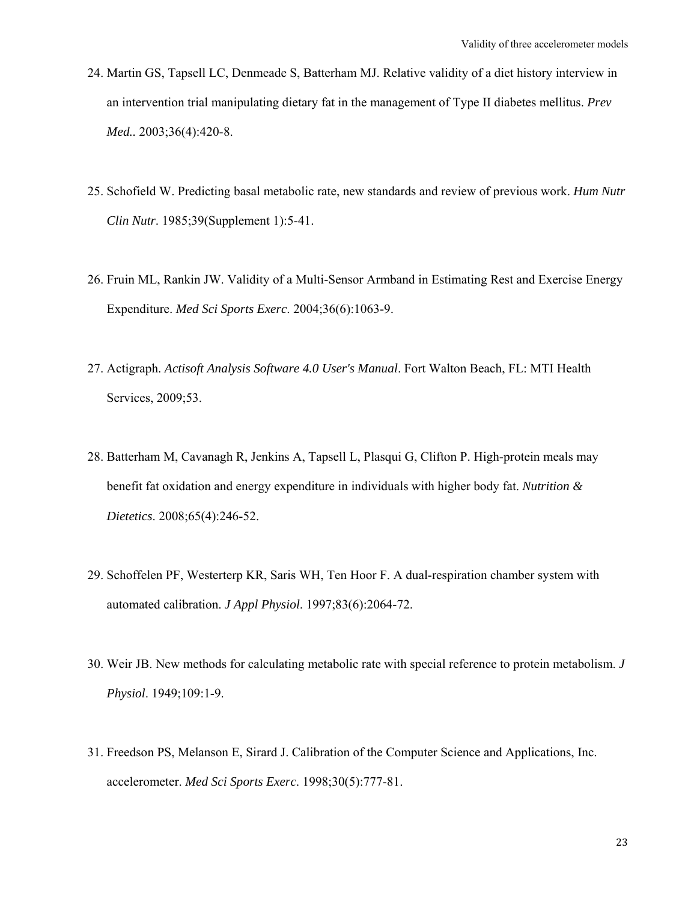24. Martin GS, Tapsell LC, Denmeade S, Batterham MJ. Relative validity of a diet history interview in an intervention trial manipulating dietary fat in the management of Type II diabetes mellitus. *Prev Med.*. 2003;36(4):420-8.

25. Schofield W. Predicting basal metabolic rate, new standards and review of previous work. *Hum Nutr Clin Nutr*. 1985;39(Supplement 1):5-41.

26. Fruin ML, Rankin JW. Validity of a Multi-Sensor Armband in Estimating Rest and Exercise Energy Expenditure. *Med Sci Sports Exerc*. 2004;36(6):1063-9.

27. Actigraph. *Actisoft Analysis Software 4.0 User's Manual*. Fort Walton Beach, FL: MTI Health Services, 2009;53.

28. Batterham M, Cavanagh R, Jenkins A, Tapsell L, Plasqui G, Clifton P. High-protein meals may benefit fat oxidation and energy expenditure in individuals with higher body fat. *Nutrition & Dietetics*. 2008;65(4):246-52.

29. Schoffelen PF, Westerterp KR, Saris WH, Ten Hoor F. A dual-respiration chamber system with automated calibration. *J Appl Physiol*. 1997;83(6):2064-72.

30. Weir JB. New methods for calculating metabolic rate with special reference to protein metabolism. *J Physiol*. 1949;109:1-9.

31. Freedson PS, Melanson E, Sirard J. Calibration of the Computer Science and Applications, Inc. accelerometer. *Med Sci Sports Exerc*. 1998;30(5):777-81.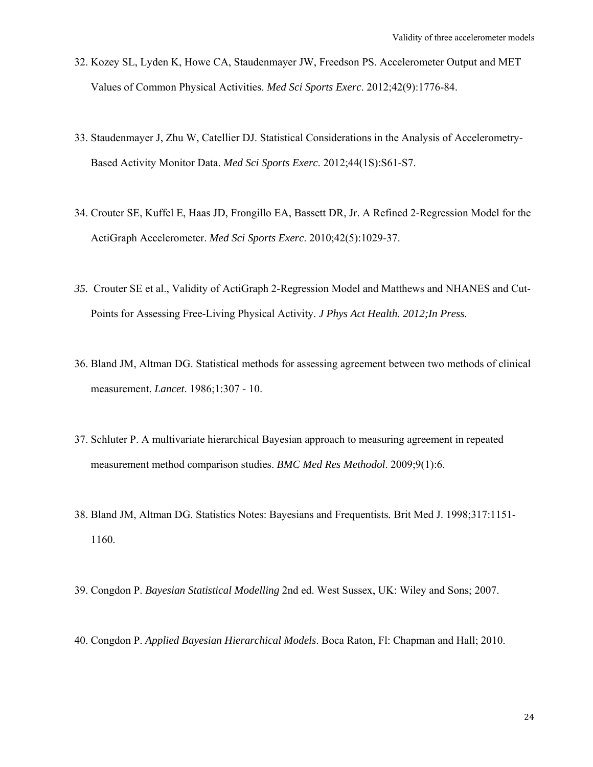32. Kozey SL, Lyden K, Howe CA, Staudenmayer JW, Freedson PS. Accelerometer Output and MET Values of Common Physical Activities. *Med Sci Sports Exerc*. 2012;42(9):1776-84.

33. Staudenmayer J, Zhu W, Catellier DJ. Statistical Considerations in the Analysis of Accelerometry-Based Activity Monitor Data. *Med Sci Sports Exerc*. 2012;44(1S):S61-S7.

34. Crouter SE, Kuffel E, Haas JD, Frongillo EA, Bassett DR, Jr. A Refined 2-Regression Model for the ActiGraph Accelerometer. *Med Sci Sports Exerc*. 2010;42(5):1029-37.

*35.* Crouter SE et al., Validity of ActiGraph 2-Regression Model and Matthews and NHANES and Cut-Points for Assessing Free-Living Physical Activity. *J Phys Act Health. 2012;In Press.*

36. Bland JM, Altman DG. Statistical methods for assessing agreement between two methods of clinical measurement. *Lancet*. 1986;1:307 - 10.

37. Schluter P. A multivariate hierarchical Bayesian approach to measuring agreement in repeated measurement method comparison studies. *BMC Med Res Methodol*. 2009;9(1):6.

38. Bland JM, Altman DG. Statistics Notes: Bayesians and Frequentists*.* Brit Med J. 1998;317:1151-1160.

39. Congdon P. *Bayesian Statistical Modelling* 2nd ed. West Sussex, UK: Wiley and Sons; 2007.

40. Congdon P. *Applied Bayesian Hierarchical Models*. Boca Raton, Fl: Chapman and Hall; 2010.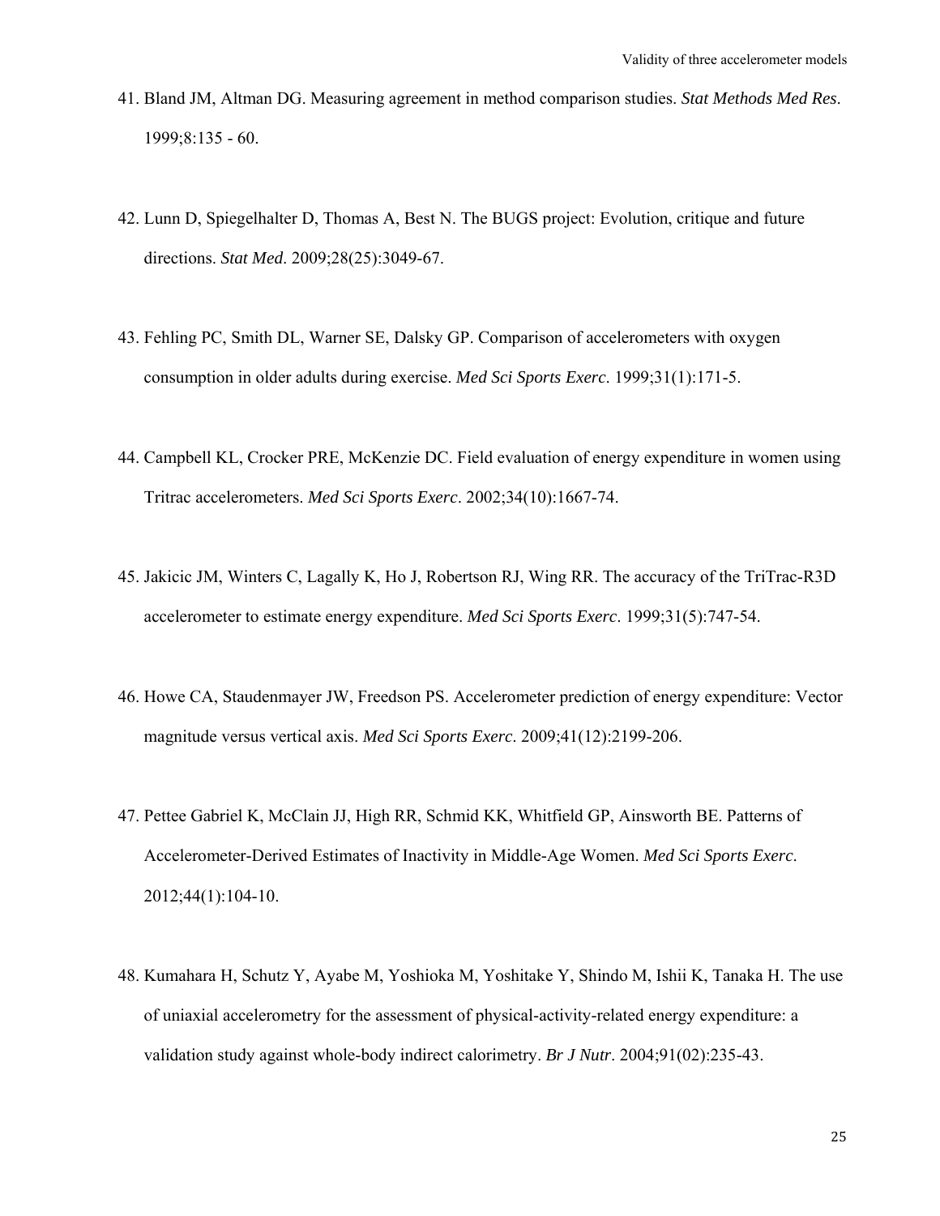41. Bland JM, Altman DG. Measuring agreement in method comparison studies. *Stat Methods Med Res*. 1999;8:135 - 60.

42. Lunn D, Spiegelhalter D, Thomas A, Best N. The BUGS project: Evolution, critique and future directions. *Stat Med*. 2009;28(25):3049-67.

43. Fehling PC, Smith DL, Warner SE, Dalsky GP. Comparison of accelerometers with oxygen consumption in older adults during exercise. *Med Sci Sports Exerc*. 1999;31(1):171-5.

44. Campbell KL, Crocker PRE, McKenzie DC. Field evaluation of energy expenditure in women using Tritrac accelerometers. *Med Sci Sports Exerc*. 2002;34(10):1667-74.

45. Jakicic JM, Winters C, Lagally K, Ho J, Robertson RJ, Wing RR. The accuracy of the TriTrac-R3D accelerometer to estimate energy expenditure. *Med Sci Sports Exerc*. 1999;31(5):747-54.

46. Howe CA, Staudenmayer JW, Freedson PS. Accelerometer prediction of energy expenditure: Vector magnitude versus vertical axis. *Med Sci Sports Exerc*. 2009;41(12):2199-206.

47. Pettee Gabriel K, McClain JJ, High RR, Schmid KK, Whitfield GP, Ainsworth BE. Patterns of Accelerometer-Derived Estimates of Inactivity in Middle-Age Women. *Med Sci Sports Exerc*. 2012;44(1):104-10.

48. Kumahara H, Schutz Y, Ayabe M, Yoshioka M, Yoshitake Y, Shindo M, Ishii K, Tanaka H. The use of uniaxial accelerometry for the assessment of physical-activity-related energy expenditure: a validation study against whole-body indirect calorimetry. *Br J Nutr*. 2004;91(02):235-43.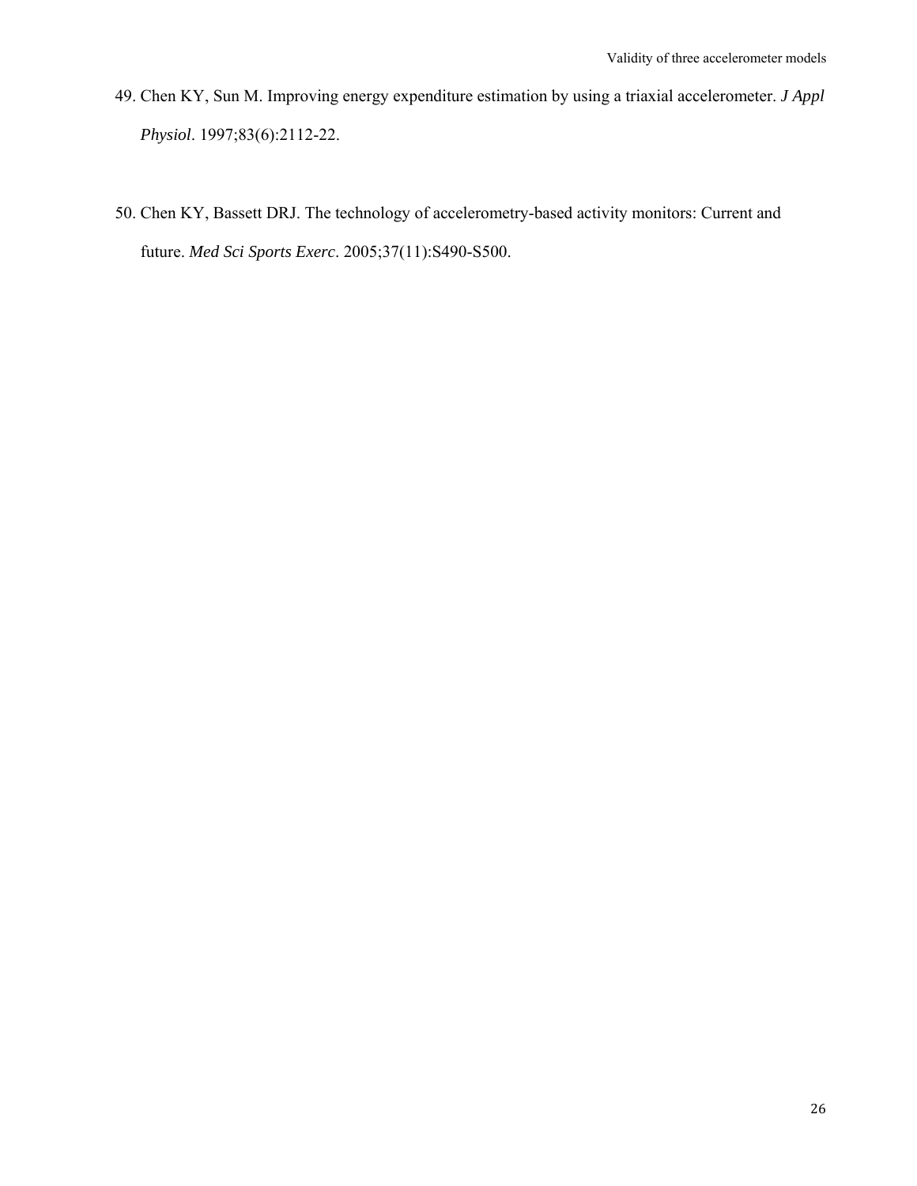49. Chen KY, Sun M. Improving energy expenditure estimation by using a triaxial accelerometer. *J Appl Physiol*. 1997;83(6):2112-22.

50. Chen KY, Bassett DRJ. The technology of accelerometry-based activity monitors: Current and future. *Med Sci Sports Exerc*. 2005;37(11):S490-S500.